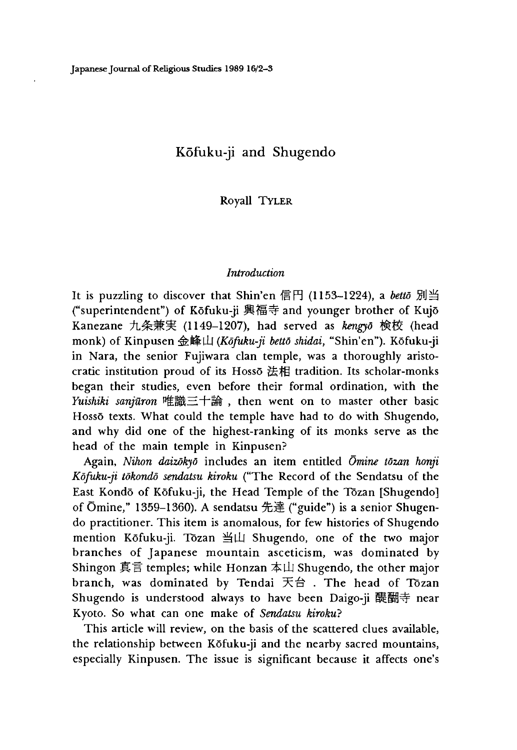# Kōfuku-ji and Shugendo

Royall TYLER

### *Introduction*

It is puzzling to discover that Shin'en 信円 (1153–1224), a *bettō* 別当 ("superintendent") of Kōfuku-ji 興福寺 and younger brother of Kujō Kanezane 九条兼実 (1149–1207), had served as *kengyō* 検校 (head monk) of Kinpusen 金峰山 (*Kōfuku-ji bettō shidai*, "Shin'en"). Kōfuku-ji in Nara, the senior Fujiwara clan temple, was a thoroughly aristocratic institution proud of its Hossō 法相 tradition. Its scholar-monks began their studies, even before their formal ordination, with the *Yuishiki sanjūron* 唯識三十論 , then went on to master other basic Hossō texts. What could the temple have had to do with Shugendo, and why did one of the highest-ranking of its monks serve as the head of the main temple in Kinpusen?

Again, *Nihon daizōkyō* includes an item entitled *Ōmine tōzan honji Kōfuku-ji tōkondō sendatsu kiroku* ("The Record of the Sendatsu of the East Kondō of Kōfuku-ji, the Head Temple of the Tōzan [Shugendo] of Ōmine," 1359–1360). A sendatsu 先達 ("guide") is a senior Shugendo practitioner. This item is anomalous, for few histories of Shugendo mention Kōfuku-ji. Tōzan 当山 Shugendo, one of the two major branches of Japanese mountain asceticism, was dominated by Shingon 真言 temples; while Honzan 本山 Shugendo, the other major branch, was dominated by Tendai 天台 . The head of Tōzan Shugendo is understood always to have been Daigo-ji 醍醐寺 near Kyoto. So what can one make of *Sendatsu kiroku*?

This article will review, on the basis of the scattered clues available, the relationship between Kōfuku-ji and the nearby sacred mountains, especially Kinpusen. The issue is significant because it affects one's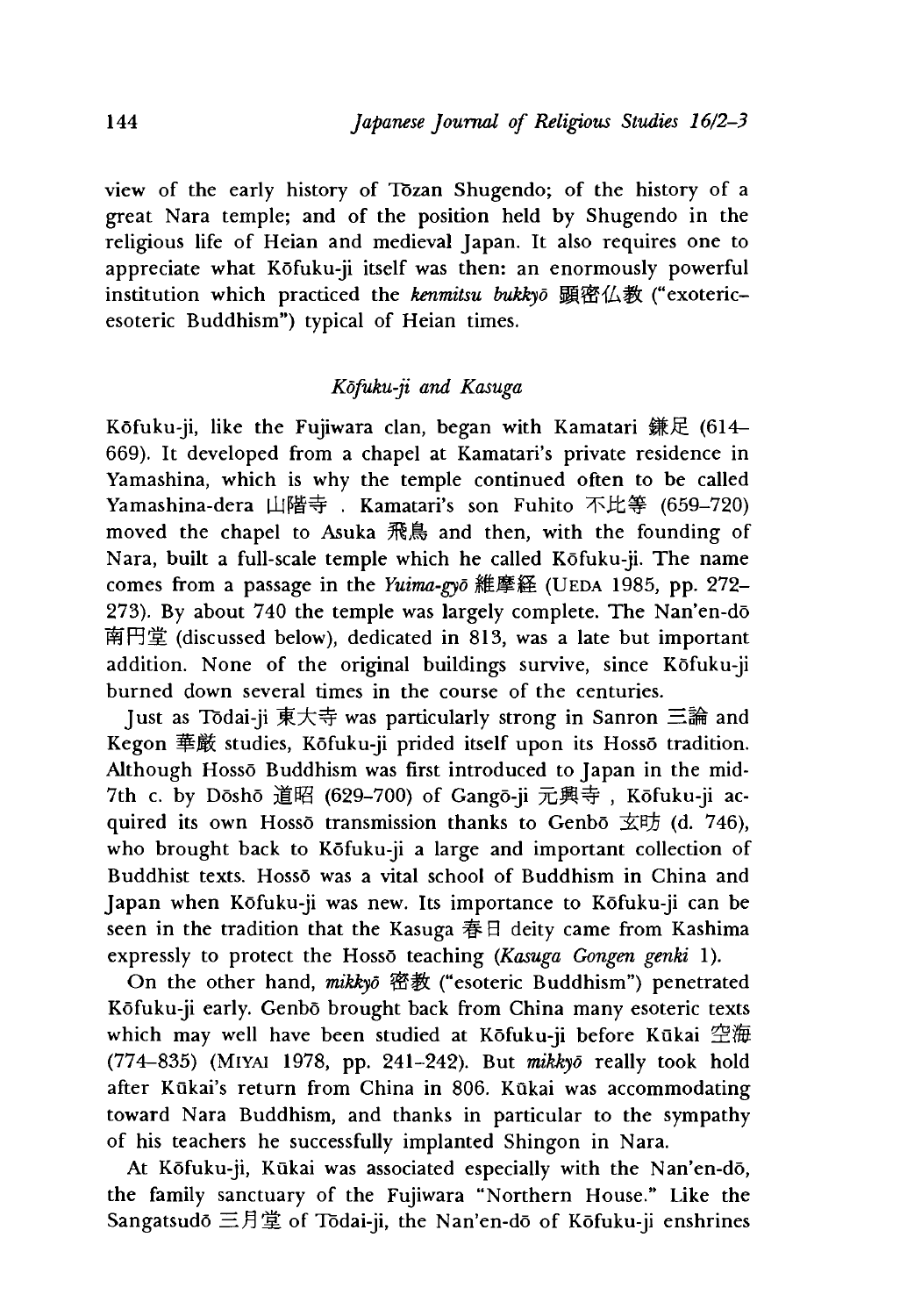view of the early history of Tōzan Shugendo; of the history of a great Nara temple; and of the position held by Shugendo in the religious life of Heian and medieval Japan. It also requires one to appreciate what Kōfuku-ji itself was then: an enormously powerful institution which practiced the *kenmitsu bukkyō* 顕密仏教 ("exoteric-esoteric Buddhism") typical of Heian times.

### *Kōfuku-ji and Kasuga*

Kōfuku-ji, like the Fujiwara clan, began with Kamatari 鎌足 (614–669). It developed from a chapel at Kamatari's private residence in Yamashina, which is why the temple continued often to be called Yamashina-dera 山階寺. Kamatari's son Fuhito 不比等 (659–720) moved the chapel to Asuka 飛鳥 and then, with the founding of Nara, built a full-scale temple which he called Kōfuku-ji. The name comes from a passage in the *Yuima-gyō* 維摩経 (UEDA 1985, pp. 272–273). By about 740 the temple was largely complete. The Nan'en-dō 南円堂 (discussed below), dedicated in 813, was a late but important addition. None of the original buildings survive, since Kōfuku-ji burned down several times in the course of the centuries.

Just as Tōdai-ji 東大寺 was particularly strong in Sanron 三論 and Kegon 華厳 studies, Kōfuku-ji prided itself upon its Hossō tradition. Although Hossō Buddhism was first introduced to Japan in the mid-7th c. by Dōshō 道昭 (629–700) of Gangō-ji 元興寺, Kōfuku-ji acquired its own Hossō transmission thanks to Genbō 玄昉 (d. 746), who brought back to Kōfuku-ji a large and important collection of Buddhist texts. Hossō was a vital school of Buddhism in China and Japan when Kōfuku-ji was new. Its importance to Kōfuku-ji can be seen in the tradition that the Kasuga 春日 deity came from Kashima expressly to protect the Hossō teaching (*Kasuga Gongen genki* 1).

On the other hand, *mikkyō* 密教 ("esoteric Buddhism") penetrated Kōfuku-ji early. Genbō brought back from China many esoteric texts which may well have been studied at Kōfuku-ji before Kūkai 空海 (774–835) (MIYAI 1978, pp. 241–242). But *mikkyō* really took hold after Kūkai's return from China in 806. Kūkai was accommodating toward Nara Buddhism, and thanks in particular to the sympathy of his teachers he successfully implanted Shingon in Nara.

At Kōfuku-ji, Kūkai was associated especially with the Nan'en-dō, the family sanctuary of the Fujiwara "Northern House." Like the Sangatsudō 三月堂 of Tōdai-ji, the Nan'en-dō of Kōfuku-ji enshrines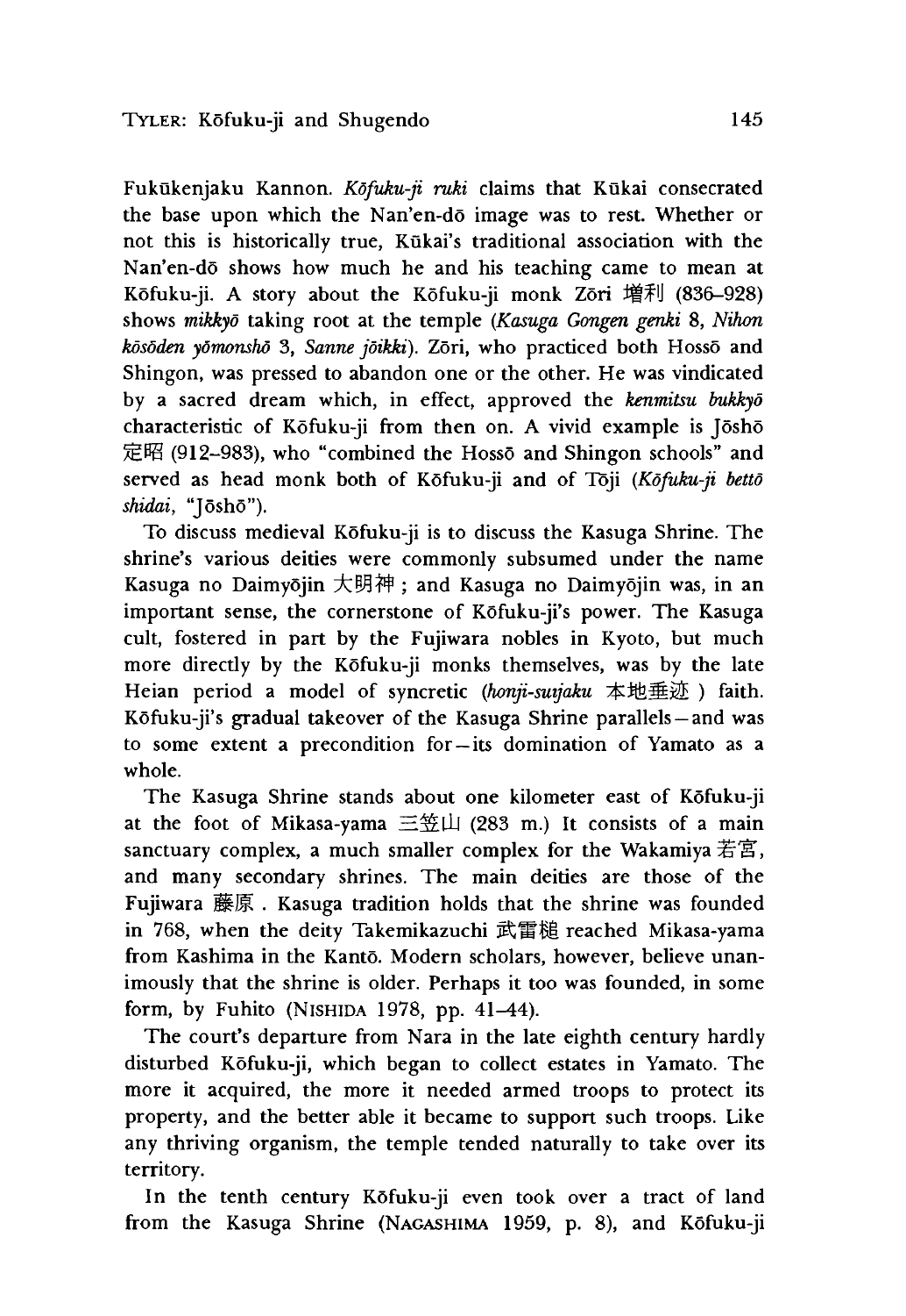Fukūkenjaku Kannon. *Kōfuku-ji ruki* claims that Kūkai consecrated the base upon which the Nan'en-dō image was to rest. Whether or not this is historically true, Kūkai's traditional association with the Nan'en-dō shows how much he and his teaching came to mean at Kōfuku-ji. A story about the Kōfuku-ji monk Zōri 増利 (836–928) shows *mikkyō* taking root at the temple (*Kasuga Gongen genki* 8, *Nihon kōsōden yōmonshō* 3, *Sanne jōikki*). Zōri, who practiced both Hossō and Shingon, was pressed to abandon one or the other. He was vindicated by a sacred dream which, in effect, approved the *kenmitsu bukkyō* characteristic of Kōfuku-ji from then on. A vivid example is Jōshō 定昭 (912–983), who "combined the Hossō and Shingon schools" and served as head monk both of Kōfuku-ji and of Tōji (*Kōfuku-ji bettō shidai*, "Jōshō").

To discuss medieval Kōfuku-ji is to discuss the Kasuga Shrine. The shrine's various deities were commonly subsumed under the name Kasuga no Daimyōjin 大明神 ; and Kasuga no Daimyōjin was, in an important sense, the cornerstone of Kōfuku-ji's power. The Kasuga cult, fostered in part by the Fujiwara nobles in Kyoto, but much more directly by the Kōfuku-ji monks themselves, was by the late Heian period a model of syncretic (*honji-suijaku* 本地垂迹 ) faith. Kōfuku-ji's gradual takeover of the Kasuga Shrine parallels—and was to some extent a precondition for—its domination of Yamato as a whole.

The Kasuga Shrine stands about one kilometer east of Kōfuku-ji at the foot of Mikasa-yama 三笠山 (283 m.) It consists of a main sanctuary complex, a much smaller complex for the Wakamiya 若宮, and many secondary shrines. The main deities are those of the Fujiwara 藤原 . Kasuga tradition holds that the shrine was founded in 768, when the deity Takemikazuchi 武雷槌 reached Mikasa-yama from Kashima in the Kantō. Modern scholars, however, believe unanimously that the shrine is older. Perhaps it too was founded, in some form, by Fuhito (NISHIDA 1978, pp. 41–44).

The court's departure from Nara in the late eighth century hardly disturbed Kōfuku-ji, which began to collect estates in Yamato. The more it acquired, the more it needed armed troops to protect its property, and the better able it became to support such troops. Like any thriving organism, the temple tended naturally to take over its territory.

In the tenth century Kōfuku-ji even took over a tract of land from the Kasuga Shrine (NAGASHIMA 1959, p. 8), and Kōfuku-ji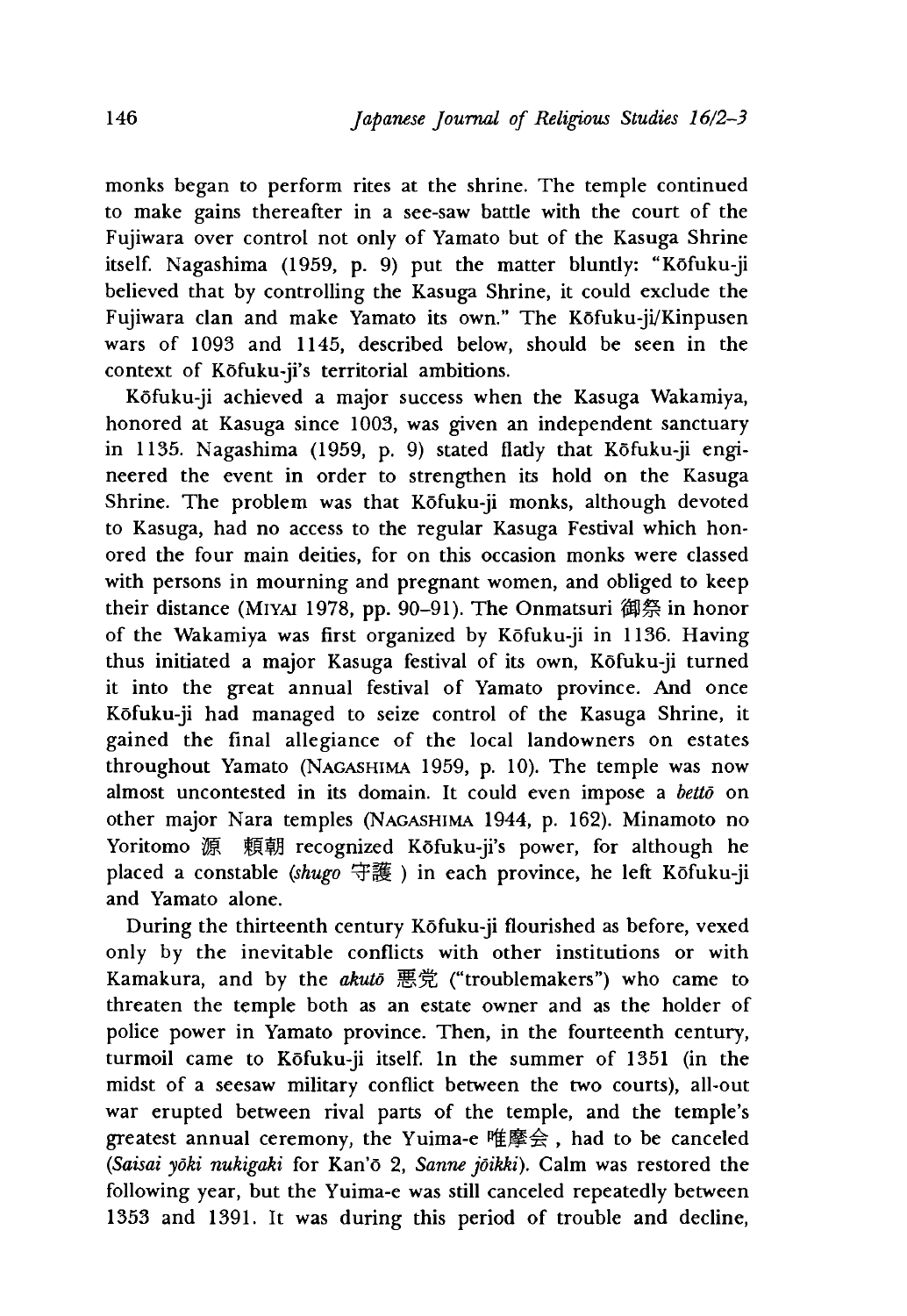monks began to perform rites at the shrine. The temple continued to make gains thereafter in a see-saw battle with the court of the Fujiwara over control not only of Yamato but of the Kasuga Shrine itself. Nagashima (1959, p. 9) put the matter bluntly: "Kōfuku-ji believed that by controlling the Kasuga Shrine, it could exclude the Fujiwara clan and make Yamato its own." The Kōfuku-ji/Kinpusen wars of 1093 and 1145, described below, should be seen in the context of Kōfuku-ji's territorial ambitions.

Kōfuku-ji achieved a major success when the Kasuga Wakamiya, honored at Kasuga since 1003, was given an independent sanctuary in 1135. Nagashima (1959, p. 9) stated flatly that Kōfuku-ji engineered the event in order to strengthen its hold on the Kasuga Shrine. The problem was that Kōfuku-ji monks, although devoted to Kasuga, had no access to the regular Kasuga Festival which honored the four main deities, for on this occasion monks were classed with persons in mourning and pregnant women, and obliged to keep their distance (Miyai 1978, pp. 90–91). The Onmatsuri 御祭 in honor of the Wakamiya was first organized by Kōfuku-ji in 1136. Having thus initiated a major Kasuga festival of its own, Kōfuku-ji turned it into the great annual festival of Yamato province. And once Kōfuku-ji had managed to seize control of the Kasuga Shrine, it gained the final allegiance of the local landowners on estates throughout Yamato (Nagashima 1959, p. 10). The temple was now almost uncontested in its domain. It could even impose a *bettō* on other major Nara temples (Nagashima 1944, p. 162). Minamoto no Yoritomo 源 頼朝 recognized Kōfuku-ji's power, for although he placed a constable (*shugo* 守護 ) in each province, he left Kōfuku-ji and Yamato alone.

During the thirteenth century Kōfuku-ji flourished as before, vexed only by the inevitable conflicts with other institutions or with Kamakura, and by the *akutō* 悪党 ("troublemakers") who came to threaten the temple both as an estate owner and as the holder of police power in Yamato province. Then, in the fourteenth century, turmoil came to Kōfuku-ji itself. In the summer of 1351 (in the midst of a seesaw military conflict between the two courts), all-out war erupted between rival parts of the temple, and the temple's greatest annual ceremony, the Yuima-e 唯摩会 , had to be canceled (*Saisai yōki nukigaki* for Kan'ō 2, *Sanne jōikki*). Calm was restored the following year, but the Yuima-e was still canceled repeatedly between 1353 and 1391. It was during this period of trouble and decline,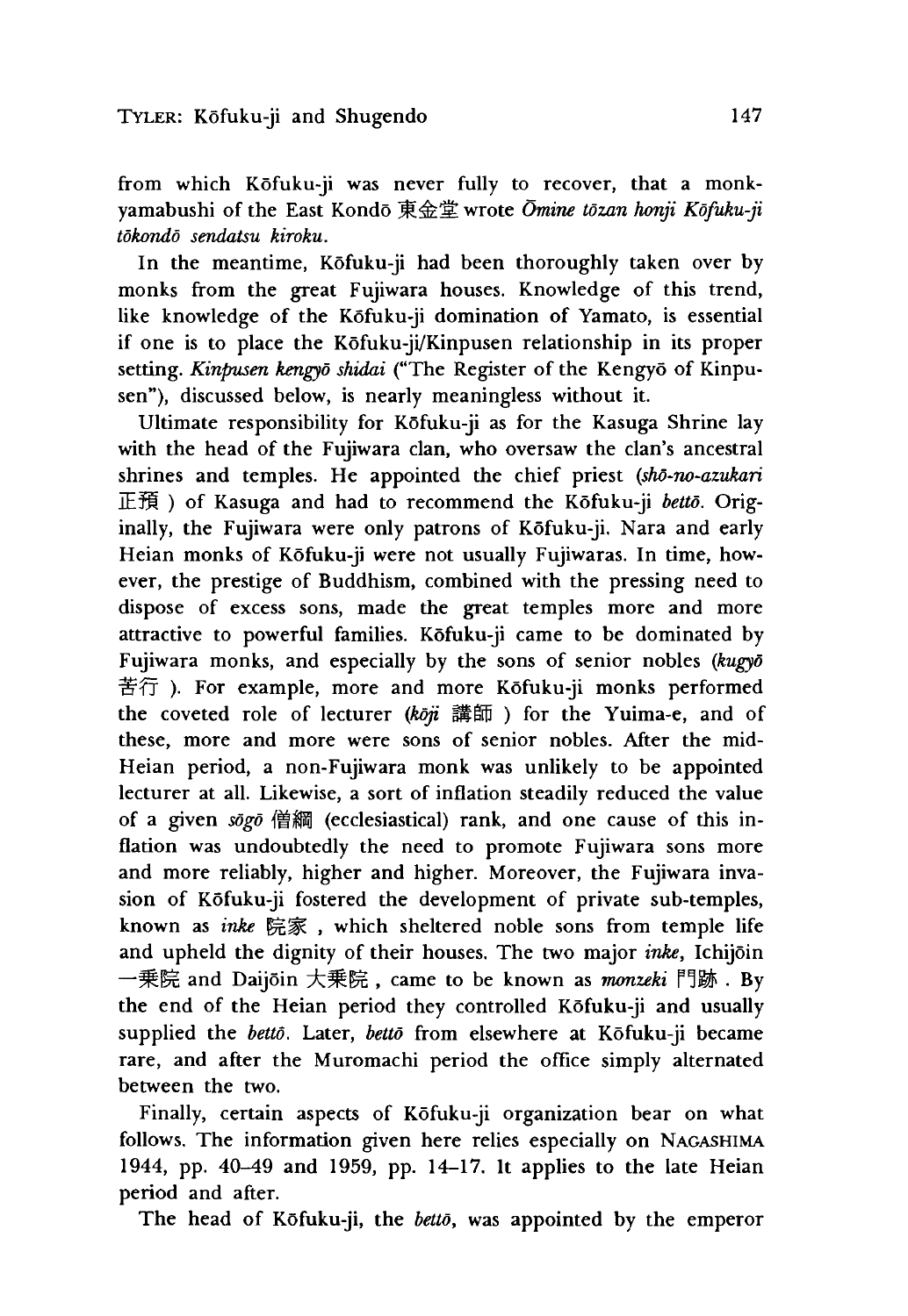from which Kōfuku-ji was never fully to recover, that a monk-yamabushi of the East Kondō 東金堂 wrote *Ōmine tōzan honji Kōfuku-ji tōkondō sendatsu kiroku*.

In the meantime, Kōfuku-ji had been thoroughly taken over by monks from the great Fujiwara houses. Knowledge of this trend, like knowledge of the Kōfuku-ji domination of Yamato, is essential if one is to place the Kōfuku-ji/Kinpusen relationship in its proper setting. *Kinpusen kengyō shidai* ("The Register of the Kengyō of Kinpusen"), discussed below, is nearly meaningless without it.

Ultimate responsibility for Kōfuku-ji as for the Kasuga Shrine lay with the head of the Fujiwara clan, who oversaw the clan's ancestral shrines and temples. He appointed the chief priest (*shō-no-azukari* 正預 ) of Kasuga and had to recommend the Kōfuku-ji *bettō*. Originally, the Fujiwara were only patrons of Kōfuku-ji. Nara and early Heian monks of Kōfuku-ji were not usually Fujiwaras. In time, however, the prestige of Buddhism, combined with the pressing need to dispose of excess sons, made the great temples more and more attractive to powerful families. Kōfuku-ji came to be dominated by Fujiwara monks, and especially by the sons of senior nobles (*kugyō* 苦行 ). For example, more and more Kōfuku-ji monks performed the coveted role of lecturer (*kōji* 講師 ) for the Yuima-e, and of these, more and more were sons of senior nobles. After the mid-Heian period, a non-Fujiwara monk was unlikely to be appointed lecturer at all. Likewise, a sort of inflation steadily reduced the value of a given *sōgō* 僧綱 (ecclesiastical) rank, and one cause of this inflation was undoubtedly the need to promote Fujiwara sons more and more reliably, higher and higher. Moreover, the Fujiwara invasion of Kōfuku-ji fostered the development of private sub-temples, known as *inke* 院家 , which sheltered noble sons from temple life and upheld the dignity of their houses. The two major *inke*, Ichijōin 一乗院 and Daijōin 大乗院 , came to be known as *monzeki* 門跡 . By the end of the Heian period they controlled Kōfuku-ji and usually supplied the *bettō*. Later, *bettō* from elsewhere at Kōfuku-ji became rare, and after the Muromachi period the office simply alternated between the two.

Finally, certain aspects of Kōfuku-ji organization bear on what follows. The information given here relies especially on NAGASHIMA 1944, pp. 40–49 and 1959, pp. 14–17. It applies to the late Heian period and after.

The head of Kōfuku-ji, the *bettō*, was appointed by the emperor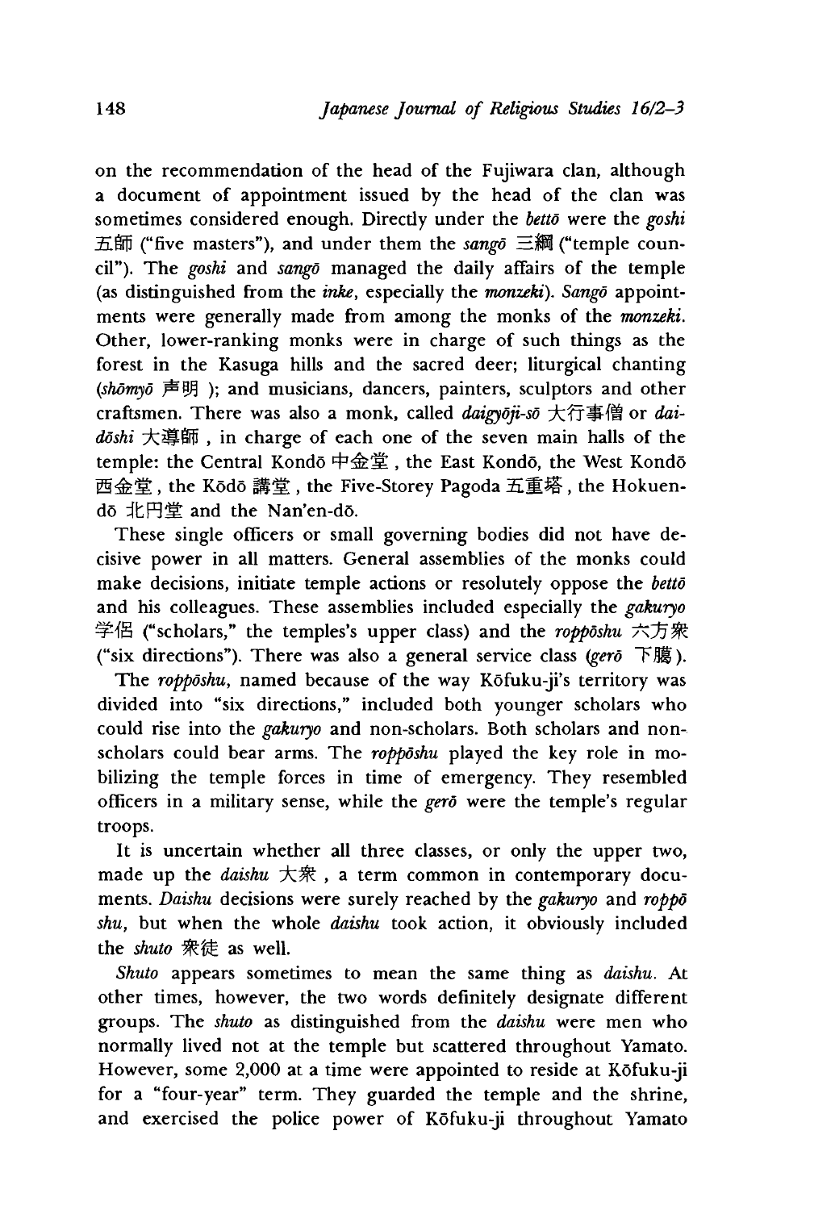on the recommendation of the head of the Fujiwara clan, although a document of appointment issued by the head of the clan was sometimes considered enough. Directly under the *bettō* were the *goshi* 五師 ("five masters"), and under them the *sangō* 三綱 ("temple council"). The *goshi* and *sangō* managed the daily affairs of the temple (as distinguished from the *inke*, especially the *monzeki*). *Sangō* appointments were generally made from among the monks of the *monzeki*. Other, lower-ranking monks were in charge of such things as the forest in the Kasuga hills and the sacred deer; liturgical chanting (*shōmyō* 声明 ); and musicians, dancers, painters, sculptors and other craftsmen. There was also a monk, called *daigyōji-sō* 大行事僧 or *daidōshi* 大導師 , in charge of each one of the seven main halls of the temple: the Central Kondō 中金堂 , the East Kondō, the West Kondō 西金堂 , the Kōdō 講堂 , the Five-Storey Pagoda 五重塔 , the Hokuen-dō 北円堂 and the Nan'en-dō.

These single officers or small governing bodies did not have decisive power in all matters. General assemblies of the monks could make decisions, initiate temple actions or resolutely oppose the *bettō* and his colleagues. These assemblies included especially the *gakuryo* 学侶 ("scholars," the temples's upper class) and the *roppōshu* 六方衆 ("six directions"). There was also a general service class (*gerō* 下臈 ).

The *roppōshu*, named because of the way Kōfuku-ji's territory was divided into "six directions," included both younger scholars who could rise into the *gakuryo* and non-scholars. Both scholars and non-scholars could bear arms. The *roppōshu* played the key role in mobilizing the temple forces in time of emergency. They resembled officers in a military sense, while the *gerō* were the temple's regular troops.

It is uncertain whether all three classes, or only the upper two, made up the *daishu* 大衆 , a term common in contemporary documents. *Daishu* decisions were surely reached by the *gakuryo* and *roppō shu*, but when the whole *daishu* took action, it obviously included the *shuto* 衆徒 as well.

*Shuto* appears sometimes to mean the same thing as *daishu*. At other times, however, the two words definitely designate different groups. The *shuto* as distinguished from the *daishu* were men who normally lived not at the temple but scattered throughout Yamato. However, some 2,000 at a time were appointed to reside at Kōfuku-ji for a "four-year" term. They guarded the temple and the shrine, and exercised the police power of Kōfuku-ji throughout Yamato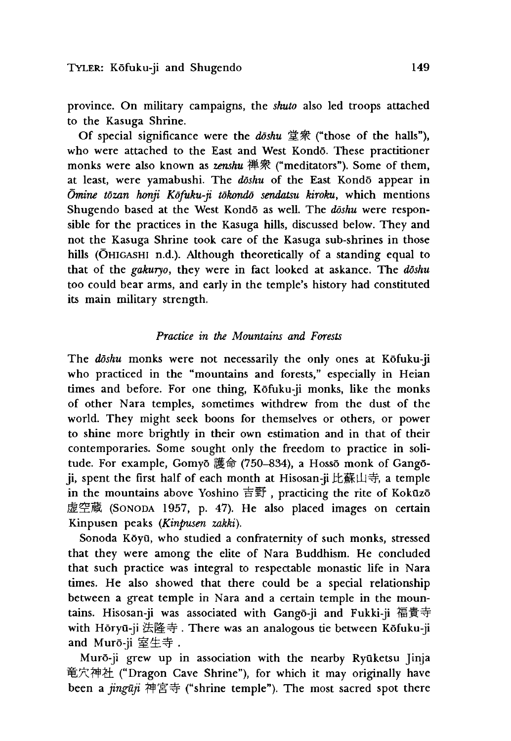province. On military campaigns, the *shuto* also led troops attached to the Kasuga Shrine.

Of special significance were the *dōshu* 堂衆 ("those of the halls"), who were attached to the East and West Kondō. These practitioner monks were also known as *zenshu* 禅衆 ("meditators"). Some of them, at least, were yamabushi. The *dōshu* of the East Kondō appear in *Ōmine tōzan honji Kōfuku-ji tōkondō sendatsu kiroku*, which mentions Shugendo based at the West Kondō as well. The *dōshu* were responsible for the practices in the Kasuga hills, discussed below. They and not the Kasuga Shrine took care of the Kasuga sub-shrines in those hills (ŌHIGASHI n.d.). Although theoretically of a standing equal to that of the *gakuryo*, they were in fact looked at askance. The *dōshu* too could bear arms, and early in the temple's history had constituted its main military strength.

### *Practice in the Mountains and Forests*

The *dōshu* monks were not necessarily the only ones at Kōfuku-ji who practiced in the "mountains and forests," especially in Heian times and before. For one thing, Kōfuku-ji monks, like the monks of other Nara temples, sometimes withdrew from the dust of the world. They might seek boons for themselves or others, or power to shine more brightly in their own estimation and in that of their contemporaries. Some sought only the freedom to practice in solitude. For example, Gomyō 護命 (750–834), a Hossō monk of Gangō-ji, spent the first half of each month at Hisosan-ji 比蘇山寺, a temple in the mountains above Yoshino 吉野, practicing the rite of Kokūzō 虚空蔵 (SONODA 1957, p. 47). He also placed images on certain Kinpusen peaks (*Kinpusen zakki*).

Sonoda Kōyū, who studied a confraternity of such monks, stressed that they were among the elite of Nara Buddhism. He concluded that such practice was integral to respectable monastic life in Nara times. He also showed that there could be a special relationship between a great temple in Nara and a certain temple in the mountains. Hisosan-ji was associated with Gangō-ji and Fukki-ji 福貴寺 with Hōryū-ji 法隆寺. There was an analogous tie between Kōfuku-ji and Murō-ji 室生寺.

Murō-ji grew up in association with the nearby Ryūketsu Jinja 竜穴神社 ("Dragon Cave Shrine"), for which it may originally have been a *jingūji* 神宮寺 ("shrine temple"). The most sacred spot there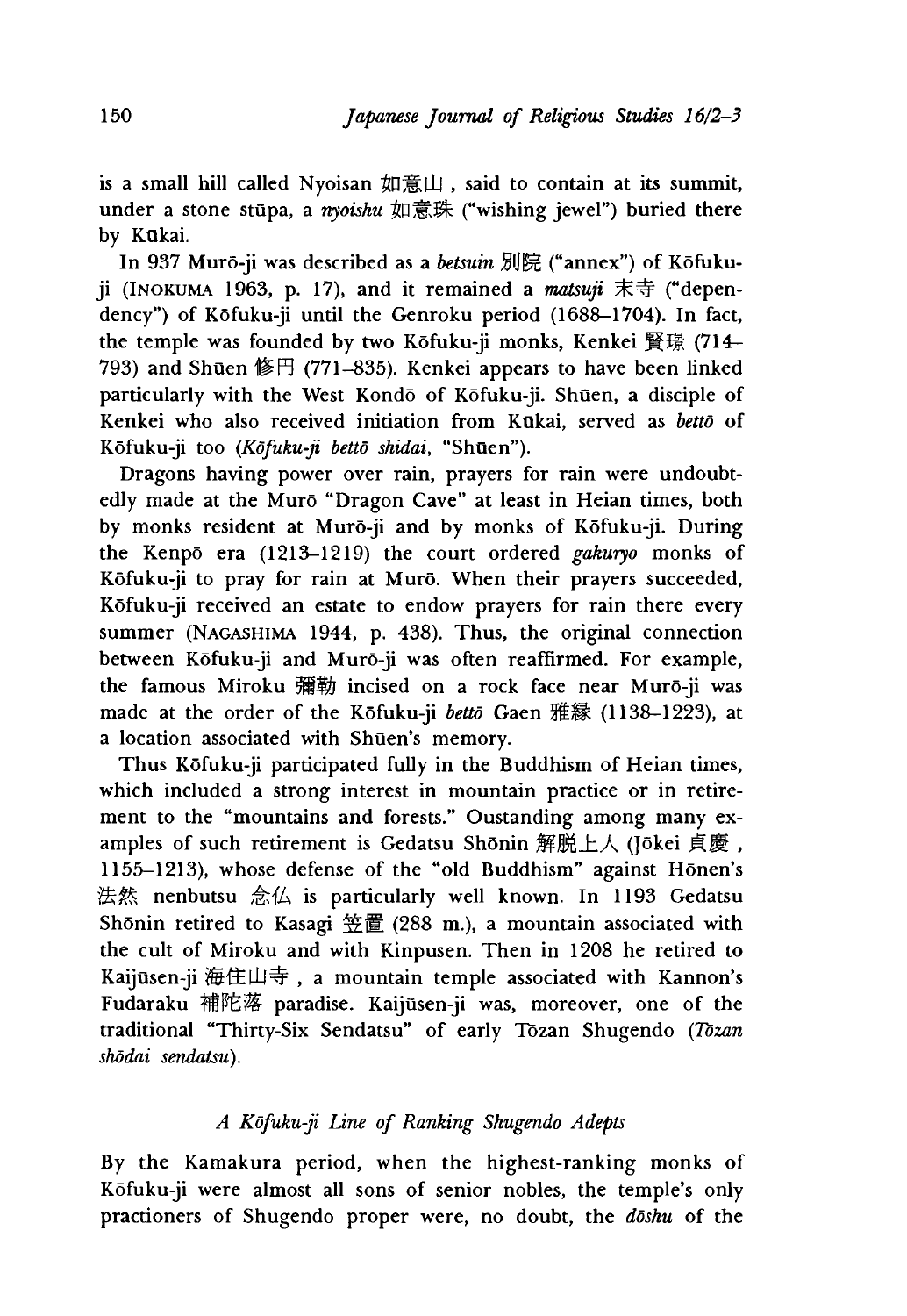is a small hill called Nyoisan 如意山, said to contain at its summit, under a stone stūpa, a *nyoishu* 如意珠 ("wishing jewel") buried there by Kūkai.

In 937 Murō-ji was described as a *betsuin* 別院 ("annex") of Kōfuku-ji (INOKUMA 1963, p. 17), and it remained a *matsuji* 末寺 ("dependency") of Kōfuku-ji until the Genroku period (1688–1704). In fact, the temple was founded by two Kōfuku-ji monks, Kenkei 賢璟 (714–793) and Shūen 修円 (771–835). Kenkei appears to have been linked particularly with the West Kondō of Kōfuku-ji. Shūen, a disciple of Kenkei who also received initiation from Kūkai, served as *bettō* of Kōfuku-ji too (*Kōfuku-ji bettō shidai*, "Shūen").

Dragons having power over rain, prayers for rain were undoubtedly made at the Murō "Dragon Cave" at least in Heian times, both by monks resident at Murō-ji and by monks of Kōfuku-ji. During the Kenpō era (1213–1219) the court ordered *gakuryo* monks of Kōfuku-ji to pray for rain at Murō. When their prayers succeeded, Kōfuku-ji received an estate to endow prayers for rain there every summer (NAGASHIMA 1944, p. 438). Thus, the original connection between Kōfuku-ji and Murō-ji was often reaffirmed. For example, the famous Miroku 彌勒 incised on a rock face near Murō-ji was made at the order of the Kōfuku-ji *bettō* Gaen 雅縁 (1138–1223), at a location associated with Shūen's memory.

Thus Kōfuku-ji participated fully in the Buddhism of Heian times, which included a strong interest in mountain practice or in retirement to the "mountains and forests." Oustanding among many examples of such retirement is Gedatsu Shōnin 解脱上人 (Jōkei 貞慶, 1155–1213), whose defense of the "old Buddhism" against Hōnen's 法然 nenbutsu 念仏 is particularly well known. In 1193 Gedatsu Shōnin retired to Kasagi 笠置 (288 m.), a mountain associated with the cult of Miroku and with Kinpusen. Then in 1208 he retired to Kaijūsen-ji 海住山寺, a mountain temple associated with Kannon's Fudaraku 補陀落 paradise. Kaijūsen-ji was, moreover, one of the traditional "Thirty-Six Sendatsu" of early Tōzan Shugendo (*Tōzan shōdai sendatsu*).

### *A Kōfuku-ji Line of Ranking Shugendo Adepts*

By the Kamakura period, when the highest-ranking monks of Kōfuku-ji were almost all sons of senior nobles, the temple's only practioners of Shugendo proper were, no doubt, the *dōshu* of the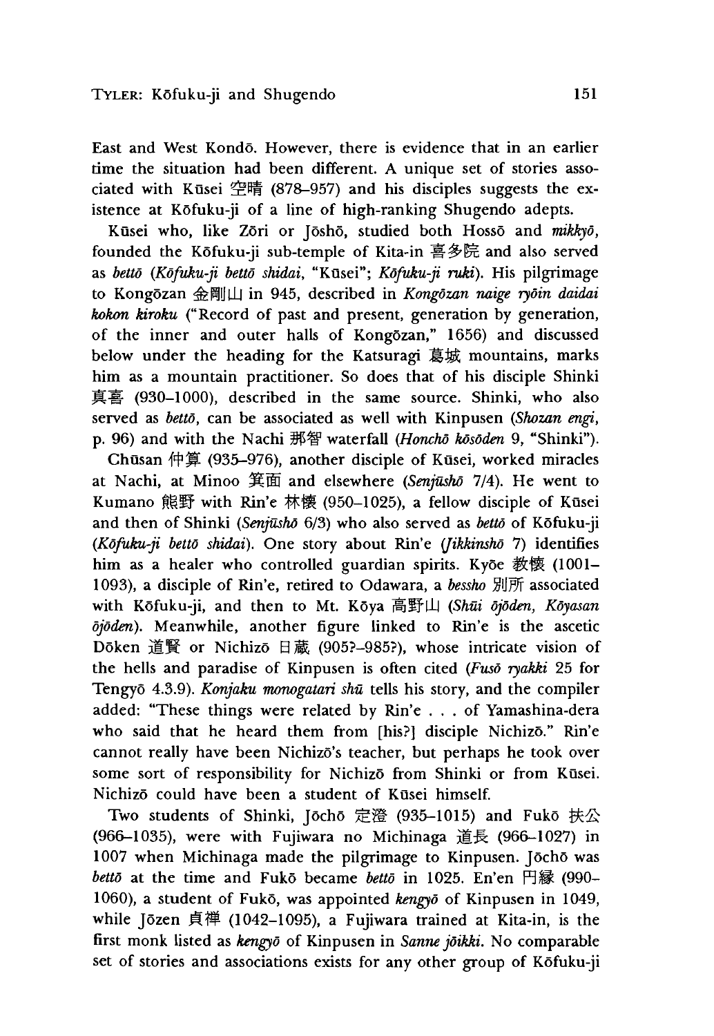East and West Kondō. However, there is evidence that in an earlier time the situation had been different. A unique set of stories associated with Kūsei 空晴 (878–957) and his disciples suggests the existence at Kōfuku-ji of a line of high-ranking Shugendo adepts.

Kūsei who, like Zōri or Jōshō, studied both Hossō and *mikkyō*, founded the Kōfuku-ji sub-temple of Kita-in 喜多院 and also served as *bettō* (*Kōfuku-ji bettō shidai*, "Kūsei"; *Kōfuku-ji ruki*). His pilgrimage to Kongōzan 金剛山 in 945, described in *Kongōzan naige ryōin daidai kokon kiroku* ("Record of past and present, generation by generation, of the inner and outer halls of Kongōzan," 1656) and discussed below under the heading for the Katsuragi 葛城 mountains, marks him as a mountain practitioner. So does that of his disciple Shinki 真喜 (930–1000), described in the same source. Shinki, who also served as *bettō*, can be associated as well with Kinpusen (*Shozan engi*, p. 96) and with the Nachi 那智 waterfall (*Honchō kōsōden* 9, "Shinki").

Chūsan 仲算 (935–976), another disciple of Kūsei, worked miracles at Nachi, at Minoo 箕面 and elsewhere (*Senjūshō* 7/4). He went to Kumano 熊野 with Rin'e 林懐 (950–1025), a fellow disciple of Kūsei and then of Shinki (*Senjūshō* 6/3) who also served as *bettō* of Kōfuku-ji (*Kōfuku-ji bettō shidai*). One story about Rin'e (*Jikkinshō* 7) identifies him as a healer who controlled guardian spirits. Kyōe 教懐 (1001–1093), a disciple of Rin'e, retired to Odawara, a *bessho* 別所 associated with Kōfuku-ji, and then to Mt. Kōya 高野山 (*Shūi ōjōden*, *Kōyasan ōjōden*). Meanwhile, another figure linked to Rin'e is the ascetic Dōken 道賢 or Nichizō 日蔵 (905?–985?), whose intricate vision of the hells and paradise of Kinpusen is often cited (*Fusō ryakki* 25 for Tengyō 4.3.9). *Konjaku monogatari shū* tells his story, and the compiler added: "These things were related by Rin'e . . . of Yamashina-dera who said that he heard them from [his?] disciple Nichizō." Rin'e cannot really have been Nichizō's teacher, but perhaps he took over some sort of responsibility for Nichizō from Shinki or from Kūsei. Nichizō could have been a student of Kūsei himself.

Two students of Shinki, Jōchō 定澄 (935–1015) and Fukō 扶公 (966–1035), were with Fujiwara no Michinaga 道長 (966–1027) in 1007 when Michinaga made the pilgrimage to Kinpusen. Jōchō was *bettō* at the time and Fukō became *bettō* in 1025. En'en 円縁 (990–1060), a student of Fukō, was appointed *kengyō* of Kinpusen in 1049, while Jōzen 貞禅 (1042–1095), a Fujiwara trained at Kita-in, is the first monk listed as *kengyō* of Kinpusen in *Sanne jōikki*. No comparable set of stories and associations exists for any other group of Kōfuku-ji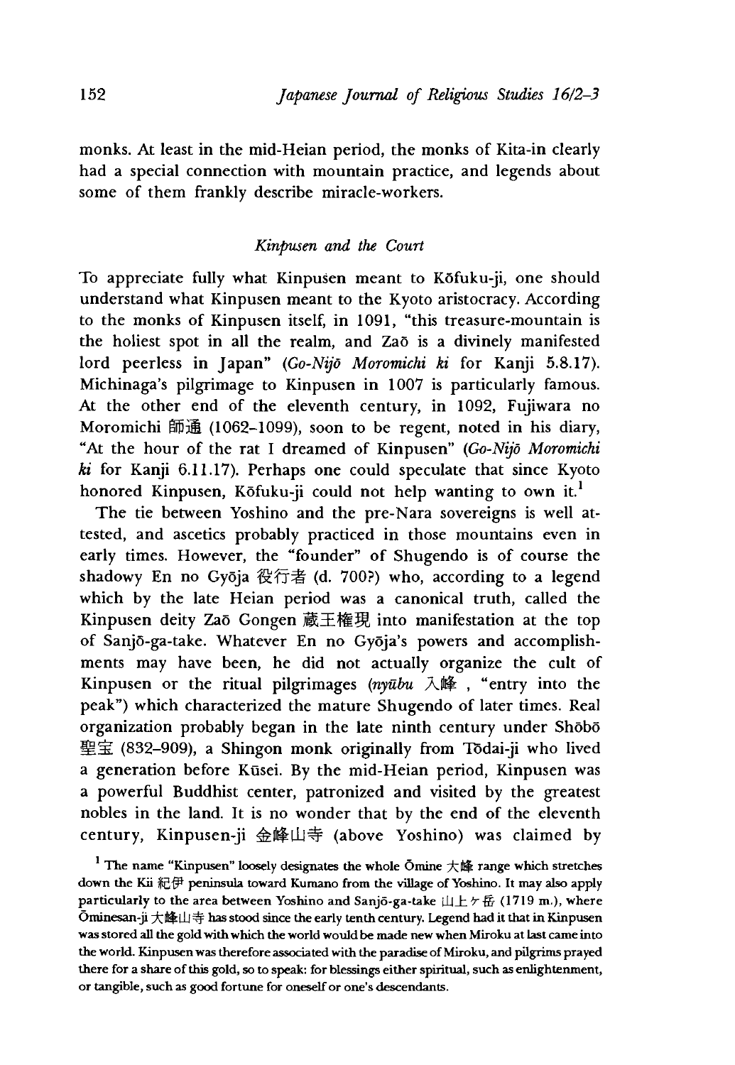monks. At least in the mid-Heian period, the monks of Kita-in clearly had a special connection with mountain practice, and legends about some of them frankly describe miracle-workers.

### *Kinpusen and the Court*

To appreciate fully what Kinpusen meant to Kōfuku-ji, one should understand what Kinpusen meant to the Kyoto aristocracy. According to the monks of Kinpusen itself, in 1091, "this treasure-mountain is the holiest spot in all the realm, and Zaō is a divinely manifested lord peerless in Japan" (*Go-Nijō Moromichi ki* for Kanji 5.8.17). Michinaga's pilgrimage to Kinpusen in 1007 is particularly famous. At the other end of the eleventh century, in 1092, Fujiwara no Moromichi 師通 (1062–1099), soon to be regent, noted in his diary, "At the hour of the rat I dreamed of Kinpusen" (*Go-Nijō Moromichi ki* for Kanji 6.11.17). Perhaps one could speculate that since Kyoto honored Kinpusen, Kōfuku-ji could not help wanting to own it.[1]

The tie between Yoshino and the pre-Nara sovereigns is well attested, and ascetics probably practiced in those mountains even in early times. However, the "founder" of Shugendo is of course the shadowy En no Gyōja 役行者 (d. 700?) who, according to a legend which by the late Heian period was a canonical truth, called the Kinpusen deity Zaō Gongen 蔵王権現 into manifestation at the top of Sanjō-ga-take. Whatever En no Gyōja's powers and accomplishments may have been, he did not actually organize the cult of Kinpusen or the ritual pilgrimages (*nyūbu* 入峰, "entry into the peak") which characterized the mature Shugendo of later times. Real organization probably began in the late ninth century under Shōbō 聖宝 (832–909), a Shingon monk originally from Tōdai-ji who lived a generation before Kūsei. By the mid-Heian period, Kinpusen was a powerful Buddhist center, patronized and visited by the greatest nobles in the land. It is no wonder that by the end of the eleventh century, Kinpusen-ji 金峰山寺 (above Yoshino) was claimed by

[1] The name "Kinpusen" loosely designates the whole Ōmine 大峰 range which stretches down the Kii 紀伊 peninsula toward Kumano from the village of Yoshino. It may also apply particularly to the area between Yoshino and Sanjō-ga-take 山上ヶ岳 (1719 m.), where Ōminesan-ji 大峰山寺 has stood since the early tenth century. Legend had it that in Kinpusen was stored all the gold with which the world would be made new when Miroku at last came into the world. Kinpusen was therefore associated with the paradise of Miroku, and pilgrims prayed there for a share of this gold, so to speak: for blessings either spiritual, such as enlightenment, or tangible, such as good fortune for oneself or one's descendants.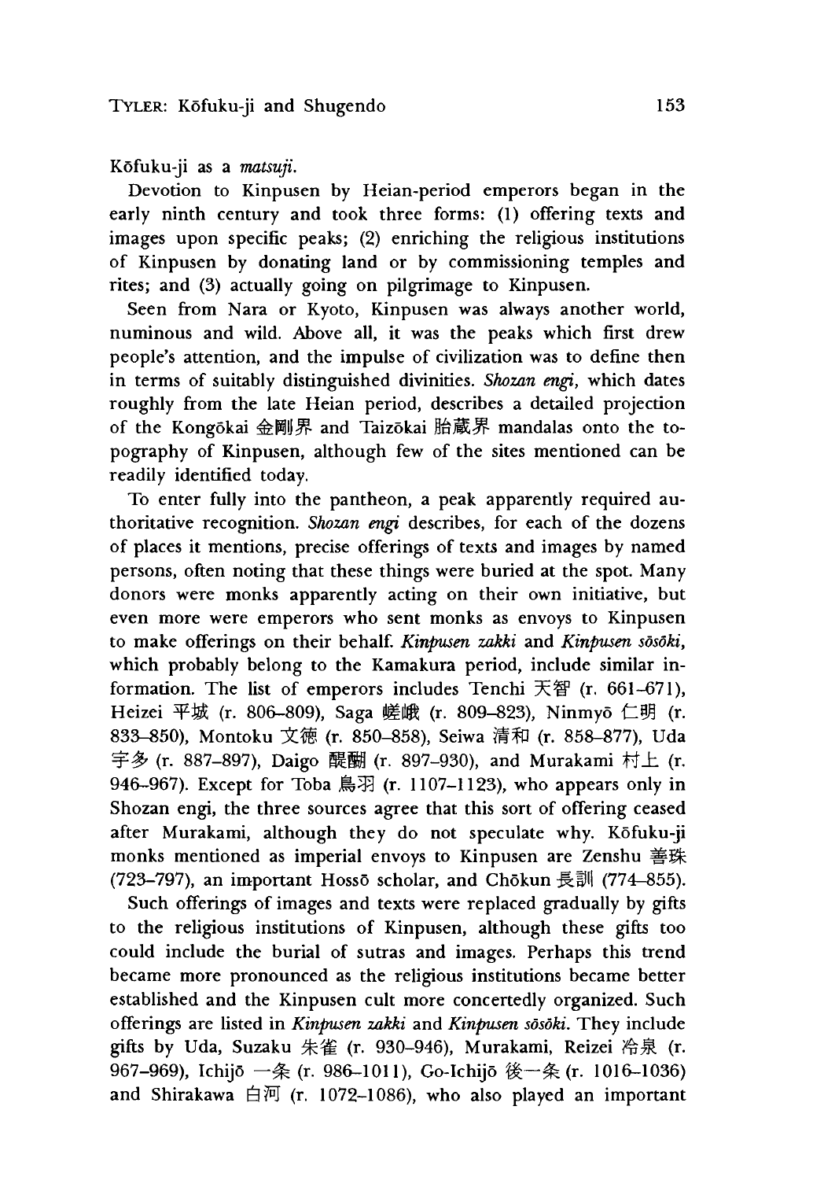Kōfuku-ji as a *matsuji*.

Devotion to Kinpusen by Heian-period emperors began in the early ninth century and took three forms: (1) offering texts and images upon specific peaks; (2) enriching the religious institutions of Kinpusen by donating land or by commissioning temples and rites; and (3) actually going on pilgrimage to Kinpusen.

Seen from Nara or Kyoto, Kinpusen was always another world, numinous and wild. Above all, it was the peaks which first drew people's attention, and the impulse of civilization was to define then in terms of suitably distinguished divinities. *Shozan engi*, which dates roughly from the late Heian period, describes a detailed projection of the Kongōkai 金剛界 and Taizōkai 胎蔵界 mandalas onto the topography of Kinpusen, although few of the sites mentioned can be readily identified today.

To enter fully into the pantheon, a peak apparently required authoritative recognition. *Shozan engi* describes, for each of the dozens of places it mentions, precise offerings of texts and images by named persons, often noting that these things were buried at the spot. Many donors were monks apparently acting on their own initiative, but even more were emperors who sent monks as envoys to Kinpusen to make offerings on their behalf. *Kinpusen zakki* and *Kinpusen sōsōki*, which probably belong to the Kamakura period, include similar information. The list of emperors includes Tenchi 天智 (r. 661–671), Heizei 平城 (r. 806–809), Saga 嵯峨 (r. 809–823), Ninmyō 仁明 (r. 833–850), Montoku 文徳 (r. 850–858), Seiwa 清和 (r. 858–877), Uda 宇多 (r. 887–897), Daigo 醍醐 (r. 897–930), and Murakami 村上 (r. 946–967). Except for Toba 鳥羽 (r. 1107–1123), who appears only in Shozan engi, the three sources agree that this sort of offering ceased after Murakami, although they do not speculate why. Kōfuku-ji monks mentioned as imperial envoys to Kinpusen are Zenshu 善珠 (723–797), an important Hossō scholar, and Chōkun 長訓 (774–855).

Such offerings of images and texts were replaced gradually by gifts to the religious institutions of Kinpusen, although these gifts too could include the burial of sutras and images. Perhaps this trend became more pronounced as the religious institutions became better established and the Kinpusen cult more concertedly organized. Such offerings are listed in *Kinpusen zakki* and *Kinpusen sōsōki*. They include gifts by Uda, Suzaku 朱雀 (r. 930–946), Murakami, Reizei 冷泉 (r. 967–969), Ichijō 一条 (r. 986–1011), Go-Ichijō 後一条 (r. 1016–1036) and Shirakawa 白河 (r. 1072–1086), who also played an important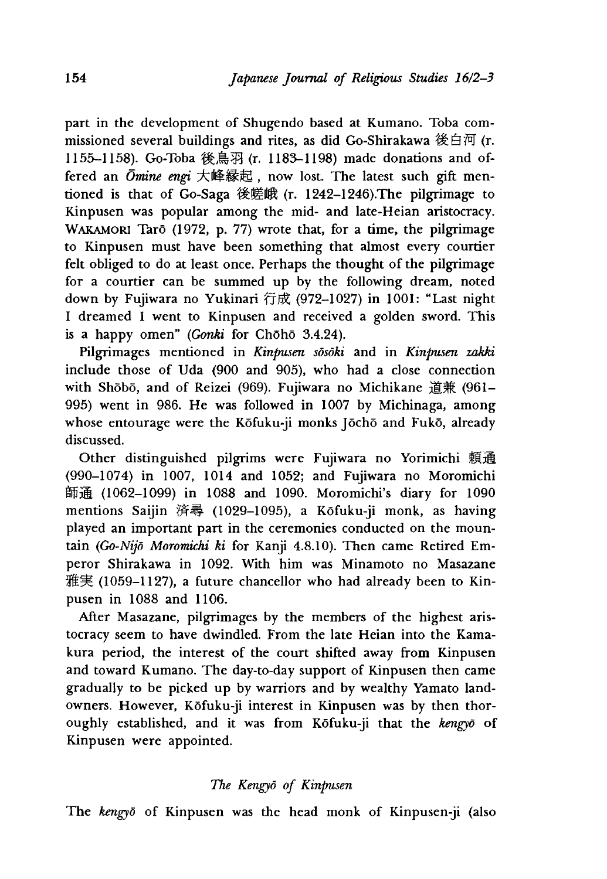part in the development of Shugendo based at Kumano. Toba commissioned several buildings and rites, as did Go-Shirakawa 後白河 (r. 1155–1158). Go-Toba 後鳥羽 (r. 1183–1198) made donations and offered an *Ōmine engi* 大峰縁起, now lost. The latest such gift mentioned is that of Go-Saga 後嵯峨 (r. 1242–1246).The pilgrimage to Kinpusen was popular among the mid- and late-Heian aristocracy. WAKAMORI Tarō (1972, p. 77) wrote that, for a time, the pilgrimage to Kinpusen must have been something that almost every courtier felt obliged to do at least once. Perhaps the thought of the pilgrimage for a courtier can be summed up by the following dream, noted down by Fujiwara no Yukinari 行成 (972–1027) in 1001: "Last night I dreamed I went to Kinpusen and received a golden sword. This is a happy omen" (*Gonki* for Chōhō 3.4.24).

Pilgrimages mentioned in *Kinpusen sōsōki* and in *Kinpusen zakki* include those of Uda (900 and 905), who had a close connection with Shōbō, and of Reizei (969). Fujiwara no Michikane 道兼 (961–995) went in 986. He was followed in 1007 by Michinaga, among whose entourage were the Kōfuku-ji monks Jōchō and Fukō, already discussed.

Other distinguished pilgrims were Fujiwara no Yorimichi 頼通 (990–1074) in 1007, 1014 and 1052; and Fujiwara no Moromichi 師通 (1062–1099) in 1088 and 1090. Moromichi's diary for 1090 mentions Saijin 済尋 (1029–1095), a Kōfuku-ji monk, as having played an important part in the ceremonies conducted on the mountain (*Go-Nijō Moromichi ki* for Kanji 4.8.10). Then came Retired Emperor Shirakawa in 1092. With him was Minamoto no Masazane 雅実 (1059–1127), a future chancellor who had already been to Kinpusen in 1088 and 1106.

After Masazane, pilgrimages by the members of the highest aristocracy seem to have dwindled. From the late Heian into the Kamakura period, the interest of the court shifted away from Kinpusen and toward Kumano. The day-to-day support of Kinpusen then came gradually to be picked up by warriors and by wealthy Yamato landowners. However, Kōfuku-ji interest in Kinpusen was by then thoroughly established, and it was from Kōfuku-ji that the *kengyō* of Kinpusen were appointed.

### *The Kengyō of Kinpusen*

The *kengyō* of Kinpusen was the head monk of Kinpusen-ji (also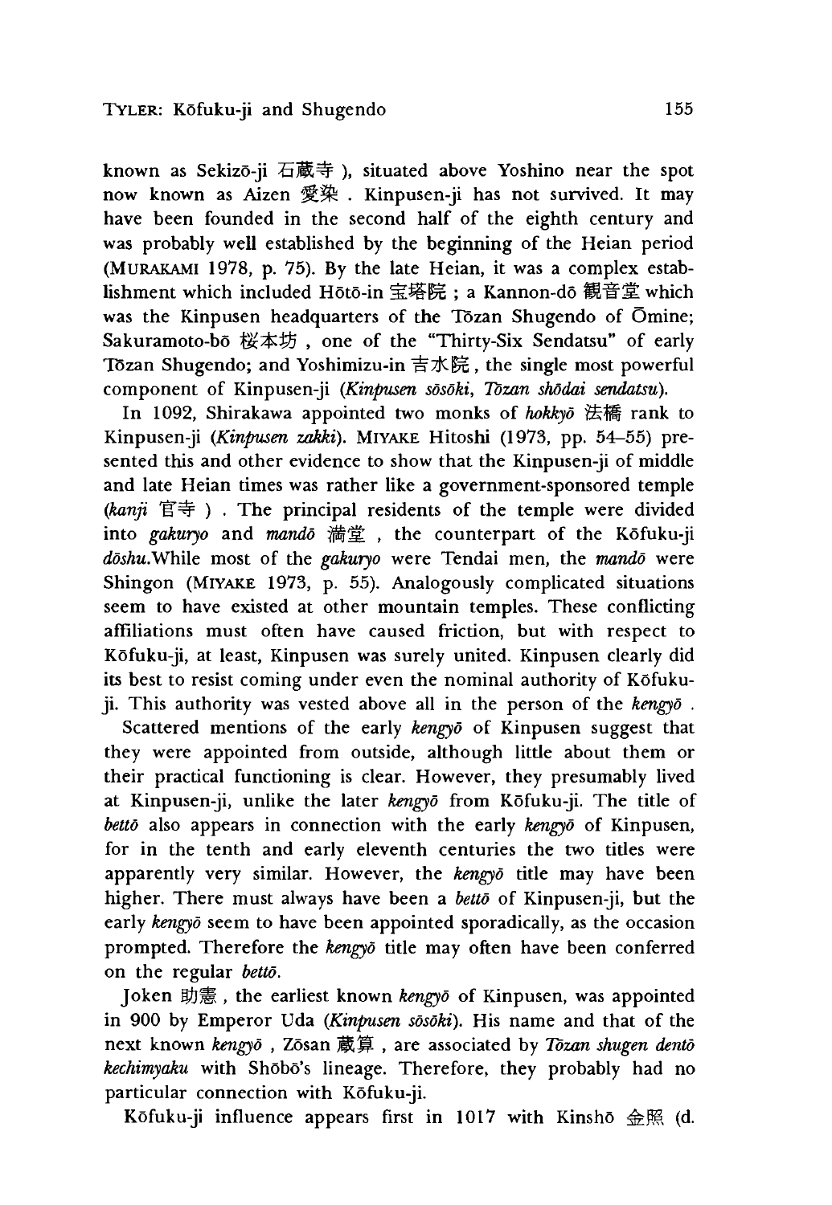known as Sekizō-ji 石蔵寺 ), situated above Yoshino near the spot now known as Aizen 愛染 . Kinpusen-ji has not survived. It may have been founded in the second half of the eighth century and was probably well established by the beginning of the Heian period (MURAKAMI 1978, p. 75). By the late Heian, it was a complex establishment which included Hōtō-in 宝塔院 ; a Kannon-dō 観音堂 which was the Kinpusen headquarters of the Tōzan Shugendo of Ōmine; Sakuramoto-bō 桜本坊 , one of the "Thirty-Six Sendatsu" of early Tōzan Shugendo; and Yoshimizu-in 吉水院 , the single most powerful component of Kinpusen-ji (*Kinpusen sōsōki*, *Tōzan shōdai sendatsu*).

In 1092, Shirakawa appointed two monks of *hokkyō* 法橋 rank to Kinpusen-ji (*Kinpusen zakki*). MIYAKE Hitoshi (1973, pp. 54–55) presented this and other evidence to show that the Kinpusen-ji of middle and late Heian times was rather like a government-sponsored temple (*kanji* 官寺 ) . The principal residents of the temple were divided into *gakuryo* and *mandō* 満堂 , the counterpart of the Kōfuku-ji *dōshu*.While most of the *gakuryo* were Tendai men, the *mandō* were Shingon (MIYAKE 1973, p. 55). Analogously complicated situations seem to have existed at other mountain temples. These conflicting affiliations must often have caused friction, but with respect to Kōfuku-ji, at least, Kinpusen was surely united. Kinpusen clearly did its best to resist coming under even the nominal authority of Kōfuku-ji. This authority was vested above all in the person of the *kengyō* .

Scattered mentions of the early *kengyō* of Kinpusen suggest that they were appointed from outside, although little about them or their practical functioning is clear. However, they presumably lived at Kinpusen-ji, unlike the later *kengyō* from Kōfuku-ji. The title of *bettō* also appears in connection with the early *kengyō* of Kinpusen, for in the tenth and early eleventh centuries the two titles were apparently very similar. However, the *kengyō* title may have been higher. There must always have been a *bettō* of Kinpusen-ji, but the early *kengyō* seem to have been appointed sporadically, as the occasion prompted. Therefore the *kengyō* title may often have been conferred on the regular *bettō*.

Joken 助憲 , the earliest known *kengyō* of Kinpusen, was appointed in 900 by Emperor Uda (*Kinpusen sōsōki*). His name and that of the next known *kengyō* , Zōsan 蔵算 , are associated by *Tōzan shugen dentō kechimyaku* with Shōbō's lineage. Therefore, they probably had no particular connection with Kōfuku-ji.

Kōfuku-ji influence appears first in 1017 with Kinshō 金照 (d.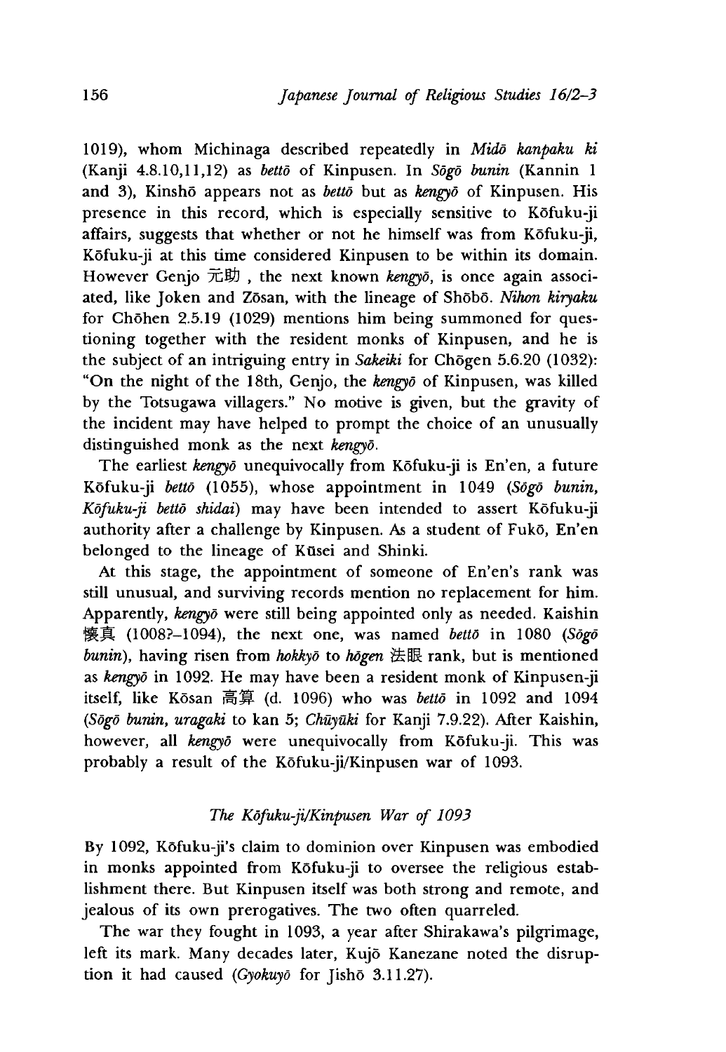1019), whom Michinaga described repeatedly in *Midō kanpaku ki* (Kanji 4.8.10,11,12) as *bettō* of Kinpusen. In *Sōgō bunin* (Kannin 1 and 3), Kinshō appears not as *bettō* but as *kengyō* of Kinpusen. His presence in this record, which is especially sensitive to Kōfuku-ji affairs, suggests that whether or not he himself was from Kōfuku-ji, Kōfuku-ji at this time considered Kinpusen to be within its domain. However Genjo 元助 , the next known *kengyō*, is once again associated, like Joken and Zōsan, with the lineage of Shōbō. *Nihon kiryaku* for Chōhen 2.5.19 (1029) mentions him being summoned for questioning together with the resident monks of Kinpusen, and he is the subject of an intriguing entry in *Sakeiki* for Chōgen 5.6.20 (1032): "On the night of the 18th, Genjo, the *kengyō* of Kinpusen, was killed by the Totsugawa villagers." No motive is given, but the gravity of the incident may have helped to prompt the choice of an unusually distinguished monk as the next *kengyō*.

The earliest *kengyō* unequivocally from Kōfuku-ji is En'en, a future Kōfuku-ji *bettō* (1055), whose appointment in 1049 (*Sōgō bunin, Kōfuku-ji bettō shidai*) may have been intended to assert Kōfuku-ji authority after a challenge by Kinpusen. As a student of Fukō, En'en belonged to the lineage of Kūsei and Shinki.

At this stage, the appointment of someone of En'en's rank was still unusual, and surviving records mention no replacement for him. Apparently, *kengyō* were still being appointed only as needed. Kaishin 懐真 (1008?–1094), the next one, was named *bettō* in 1080 (*Sōgō bunin*), having risen from *hokkyō* to *hōgen* 法眼 rank, but is mentioned as *kengyō* in 1092. He may have been a resident monk of Kinpusen-ji itself, like Kōsan 高算 (d. 1096) who was *bettō* in 1092 and 1094 (*Sōgō bunin, uragaki* to kan 5; *Chūyūki* for Kanji 7.9.22). After Kaishin, however, all *kengyō* were unequivocally from Kōfuku-ji. This was probably a result of the Kōfuku-ji/Kinpusen war of 1093.

### *The Kōfuku-ji/Kinpusen War of 1093*

By 1092, Kōfuku-ji's claim to dominion over Kinpusen was embodied in monks appointed from Kōfuku-ji to oversee the religious establishment there. But Kinpusen itself was both strong and remote, and jealous of its own prerogatives. The two often quarreled.

The war they fought in 1093, a year after Shirakawa's pilgrimage, left its mark. Many decades later, Kujō Kanezane noted the disruption it had caused (*Gyokuyō* for Jishō 3.11.27).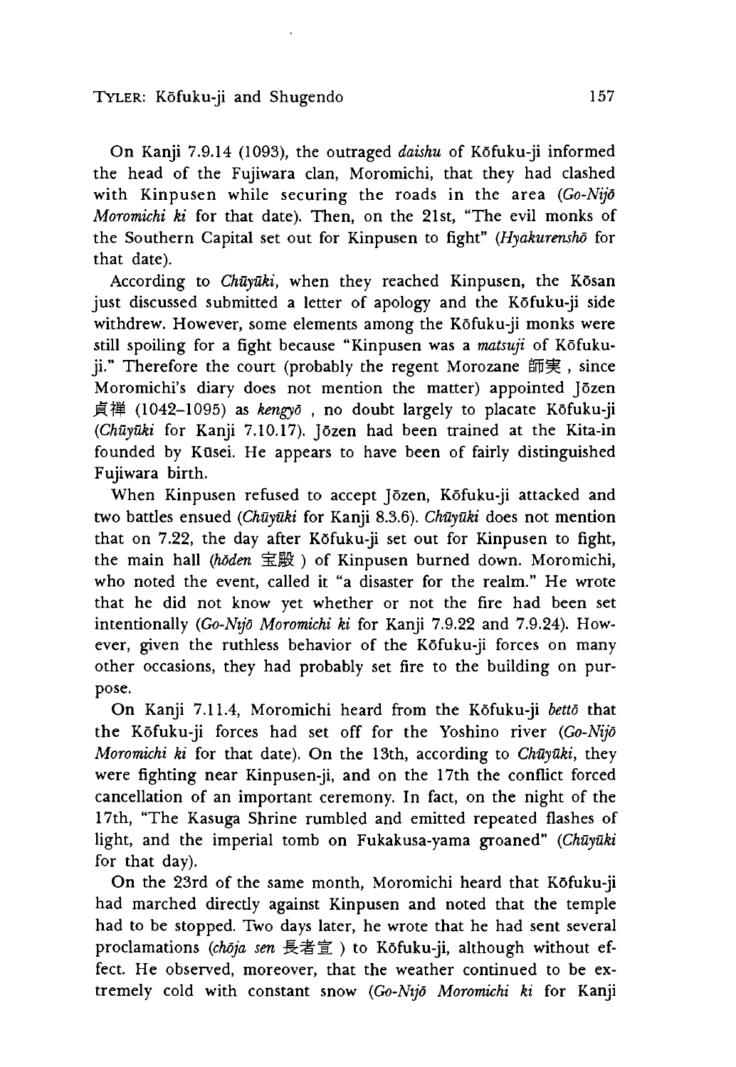On Kanji 7.9.14 (1093), the outraged *daishu* of Kōfuku-ji informed the head of the Fujiwara clan, Moromichi, that they had clashed with Kinpusen while securing the roads in the area (*Go-Nijō Moromichi ki* for that date). Then, on the 21st, "The evil monks of the Southern Capital set out for Kinpusen to fight" (*Hyakurenshō* for that date).

According to *Chūyūki*, when they reached Kinpusen, the Kōsan just discussed submitted a letter of apology and the Kōfuku-ji side withdrew. However, some elements among the Kōfuku-ji monks were still spoiling for a fight because "Kinpusen was a *matsuji* of Kōfuku-ji." Therefore the court (probably the regent Morozane 師実, since Moromichi's diary does not mention the matter) appointed Jōzen 貞禅 (1042–1095) as *kengyō*, no doubt largely to placate Kōfuku-ji (*Chūyūki* for Kanji 7.10.17). Jōzen had been trained at the Kita-in founded by Kūsei. He appears to have been of fairly distinguished Fujiwara birth.

When Kinpusen refused to accept Jōzen, Kōfuku-ji attacked and two battles ensued (*Chūyūki* for Kanji 8.3.6). *Chūyūki* does not mention that on 7.22, the day after Kōfuku-ji set out for Kinpusen to fight, the main hall (*hōden* 宝殿) of Kinpusen burned down. Moromichi, who noted the event, called it "a disaster for the realm." He wrote that he did not know yet whether or not the fire had been set intentionally (*Go-Nijō Moromichi ki* for Kanji 7.9.22 and 7.9.24). However, given the ruthless behavior of the Kōfuku-ji forces on many other occasions, they had probably set fire to the building on purpose.

On Kanji 7.11.4, Moromichi heard from the Kōfuku-ji *bettō* that the Kōfuku-ji forces had set off for the Yoshino river (*Go-Nijō Moromichi ki* for that date). On the 13th, according to *Chūyūki*, they were fighting near Kinpusen-ji, and on the 17th the conflict forced cancellation of an important ceremony. In fact, on the night of the 17th, "The Kasuga Shrine rumbled and emitted repeated flashes of light, and the imperial tomb on Fukakusa-yama groaned" (*Chūyūki* for that day).

On the 23rd of the same month, Moromichi heard that Kōfuku-ji had marched directly against Kinpusen and noted that the temple had to be stopped. Two days later, he wrote that he had sent several proclamations (*chōja sen* 長者宣) to Kōfuku-ji, although without effect. He observed, moreover, that the weather continued to be extremely cold with constant snow (*Go-Nijō Moromichi ki* for Kanji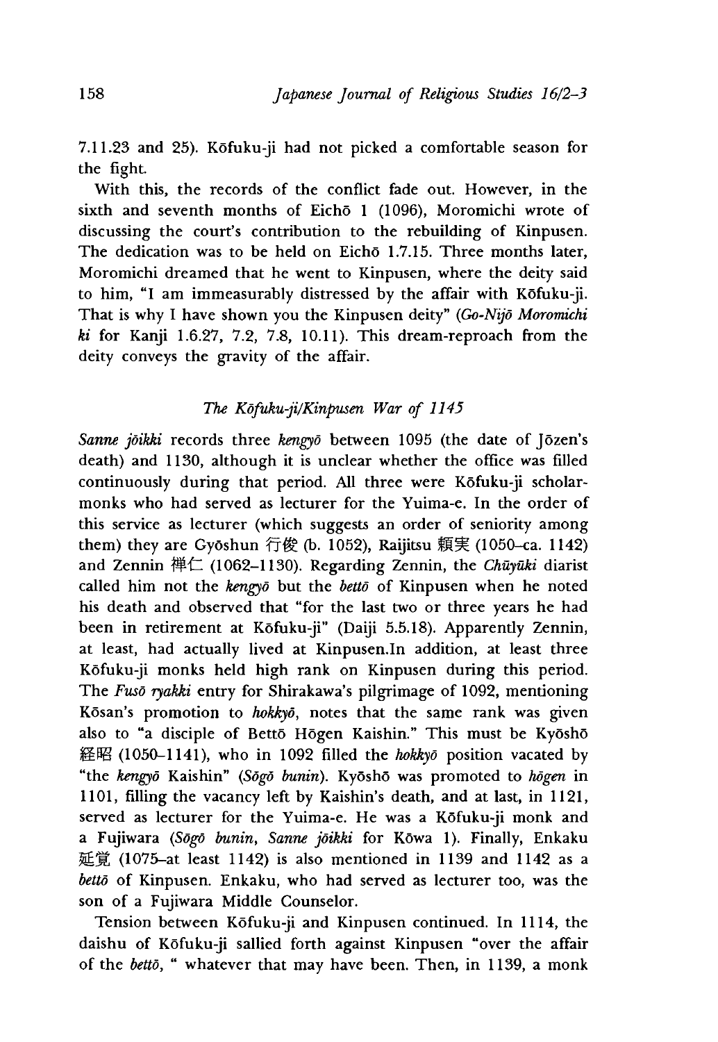7.11.23 and 25). Kōfuku-ji had not picked a comfortable season for the fight.

With this, the records of the conflict fade out. However, in the sixth and seventh months of Eichō 1 (1096), Moromichi wrote of discussing the court's contribution to the rebuilding of Kinpusen. The dedication was to be held on Eichō 1.7.15. Three months later, Moromichi dreamed that he went to Kinpusen, where the deity said to him, "I am immeasurably distressed by the affair with Kōfuku-ji. That is why I have shown you the Kinpusen deity" (*Go-Nijō Moromichi ki* for Kanji 1.6.27, 7.2, 7.8, 10.11). This dream-reproach from the deity conveys the gravity of the affair.

### *The Kōfuku-ji/Kinpusen War of 1145*

*Sanne jōikki* records three *kengyō* between 1095 (the date of Jōzen's death) and 1130, although it is unclear whether the office was filled continuously during that period. All three were Kōfuku-ji scholar-monks who had served as lecturer for the Yuima-e. In the order of this service as lecturer (which suggests an order of seniority among them) they are Gyōshun 行俊 (b. 1052), Raijitsu 頼実 (1050–ca. 1142) and Zennin 禅仁 (1062–1130). Regarding Zennin, the *Chūyūki* diarist called him not the *kengyō* but the *bettō* of Kinpusen when he noted his death and observed that "for the last two or three years he had been in retirement at Kōfuku-ji" (Daiji 5.5.18). Apparently Zennin, at least, had actually lived at Kinpusen.In addition, at least three Kōfuku-ji monks held high rank on Kinpusen during this period. The *Fusō ryakki* entry for Shirakawa's pilgrimage of 1092, mentioning Kōsan's promotion to *hokkyō*, notes that the same rank was given also to "a disciple of Bettō Hōgen Kaishin." This must be Kyōshō 経昭 (1050–1141), who in 1092 filled the *hokkyō* position vacated by "the *kengyō* Kaishin" (*Sōgō bunin*). Kyōshō was promoted to *hōgen* in 1101, filling the vacancy left by Kaishin's death, and at last, in 1121, served as lecturer for the Yuima-e. He was a Kōfuku-ji monk and a Fujiwara (*Sōgō bunin, Sanne jōikki* for Kōwa 1). Finally, Enkaku 延覚 (1075–at least 1142) is also mentioned in 1139 and 1142 as a *bettō* of Kinpusen. Enkaku, who had served as lecturer too, was the son of a Fujiwara Middle Counselor.

Tension between Kōfuku-ji and Kinpusen continued. In 1114, the daishu of Kōfuku-ji sallied forth against Kinpusen "over the affair of the *bettō*, " whatever that may have been. Then, in 1139, a monk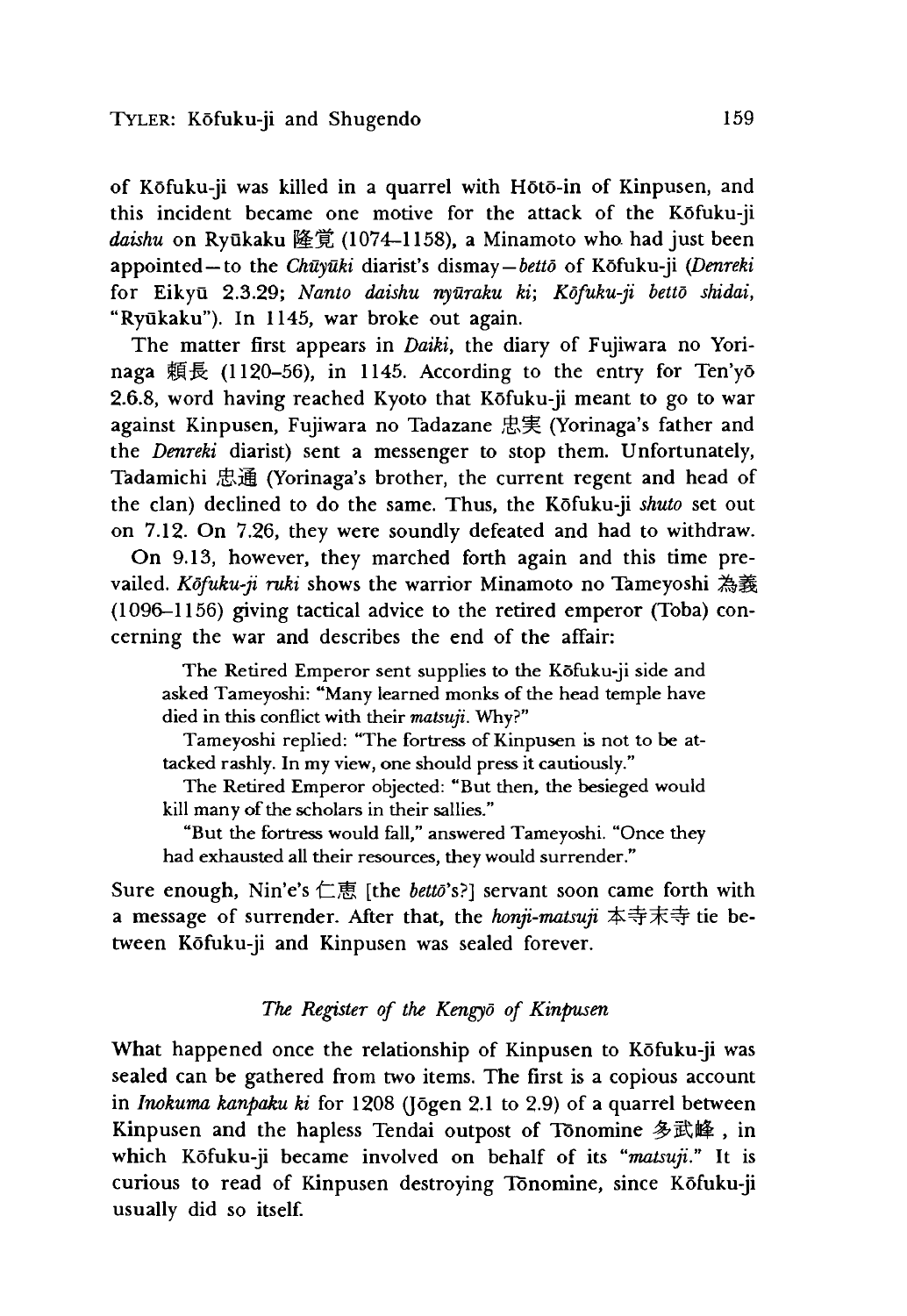of Kōfuku-ji was killed in a quarrel with Hōtō-in of Kinpusen, and this incident became one motive for the attack of the Kōfuku-ji *daishu* on Ryūkaku 隆覚 (1074–1158), a Minamoto who had just been appointed—to the *Chūyūki* diarist's dismay—*bettō* of Kōfuku-ji (*Denreki* for Eikyū 2.3.29; *Nanto daishu nyūraku ki*; *Kōfuku-ji bettō shidai*, "Ryūkaku"). In 1145, war broke out again.

The matter first appears in *Daiki*, the diary of Fujiwara no Yorinaga 頼長 (1120–56), in 1145. According to the entry for Ten'yō 2.6.8, word having reached Kyoto that Kōfuku-ji meant to go to war against Kinpusen, Fujiwara no Tadazane 忠実 (Yorinaga's father and the *Denreki* diarist) sent a messenger to stop them. Unfortunately, Tadamichi 忠通 (Yorinaga's brother, the current regent and head of the clan) declined to do the same. Thus, the Kōfuku-ji *shuto* set out on 7.12. On 7.26, they were soundly defeated and had to withdraw.

On 9.13, however, they marched forth again and this time prevailed. *Kōfuku-ji ruki* shows the warrior Minamoto no Tameyoshi 為義 (1096–1156) giving tactical advice to the retired emperor (Toba) concerning the war and describes the end of the affair:

> The Retired Emperor sent supplies to the Kōfuku-ji side and asked Tameyoshi: "Many learned monks of the head temple have died in this conflict with their *matsuji*. Why?"
>
> Tameyoshi replied: "The fortress of Kinpusen is not to be attacked rashly. In my view, one should press it cautiously."
>
> The Retired Emperor objected: "But then, the besieged would kill many of the scholars in their sallies."
>
> "But the fortress would fall," answered Tameyoshi. "Once they had exhausted all their resources, they would surrender."

Sure enough, Nin'e's 仁恵 [the *bettō*'s?] servant soon came forth with a message of surrender. After that, the *honji-matsuji* 本寺末寺 tie between Kōfuku-ji and Kinpusen was sealed forever.

### *The Register of the Kengyō of Kinpusen*

What happened once the relationship of Kinpusen to Kōfuku-ji was sealed can be gathered from two items. The first is a copious account in *Inokuma kanpaku ki* for 1208 (Jōgen 2.1 to 2.9) of a quarrel between Kinpusen and the hapless Tendai outpost of Tōnomine 多武峰, in which Kōfuku-ji became involved on behalf of its "*matsuji*." It is curious to read of Kinpusen destroying Tōnomine, since Kōfuku-ji usually did so itself.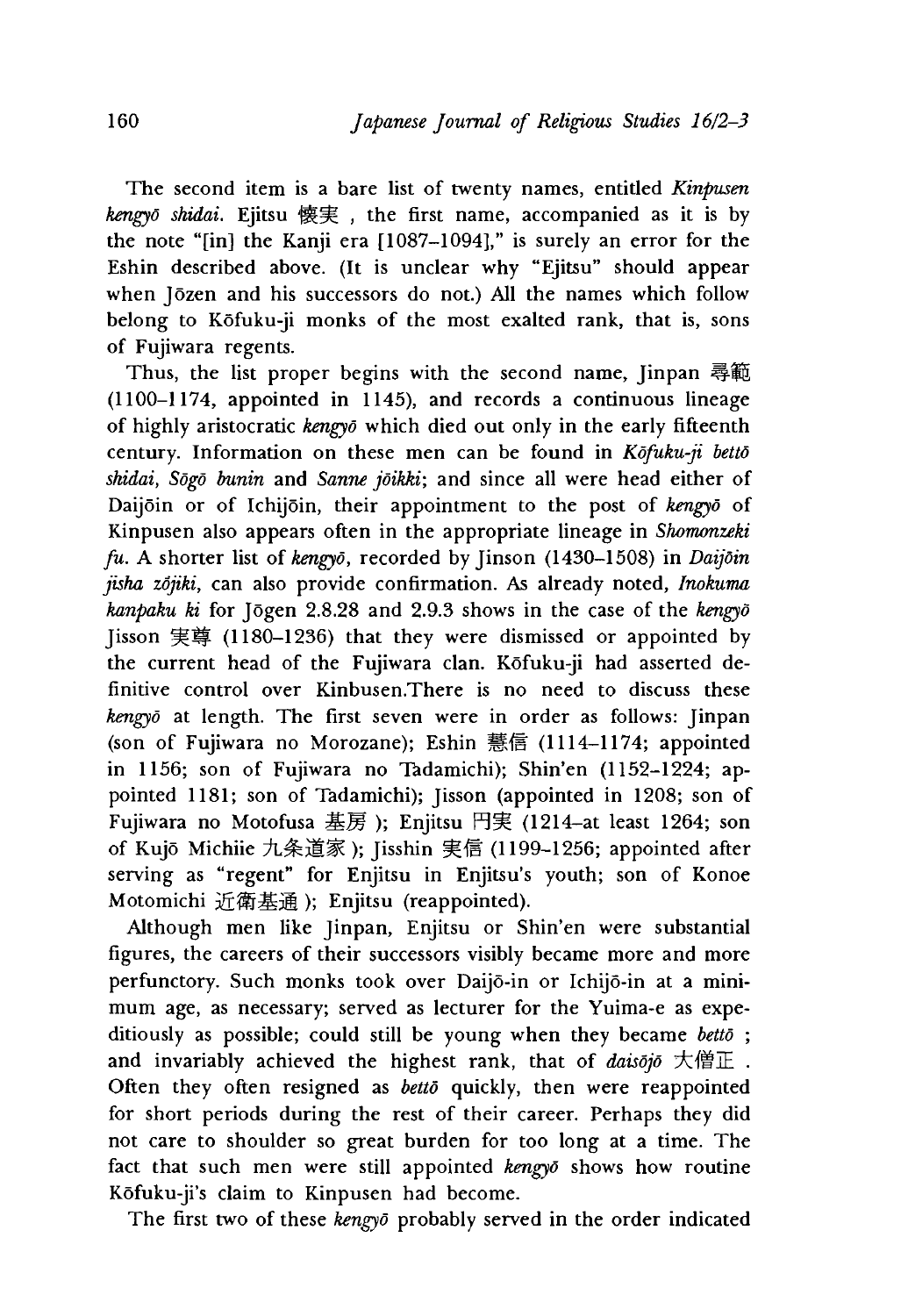The second item is a bare list of twenty names, entitled *Kinpusen kengyō shidai*. Ejitsu 懐実 , the first name, accompanied as it is by the note "[in] the Kanji era [1087–1094]," is surely an error for the Eshin described above. (It is unclear why "Ejitsu" should appear when Jōzen and his successors do not.) All the names which follow belong to Kōfuku-ji monks of the most exalted rank, that is, sons of Fujiwara regents.

Thus, the list proper begins with the second name, Jinpan 尋範 (1100–1174, appointed in 1145), and records a continuous lineage of highly aristocratic *kengyō* which died out only in the early fifteenth century. Information on these men can be found in *Kōfuku-ji bettō shidai*, *Sōgō bunin* and *Sanne jōikki*; and since all were head either of Daijōin or of Ichijōin, their appointment to the post of *kengyō* of Kinpusen also appears often in the appropriate lineage in *Shomonzeki fu*. A shorter list of *kengyō*, recorded by Jinson (1430–1508) in *Daijōin jisha zōjiki*, can also provide confirmation. As already noted, *Inokuma kanpaku ki* for Jōgen 2.8.28 and 2.9.3 shows in the case of the *kengyō* Jisson 実尊 (1180–1236) that they were dismissed or appointed by the current head of the Fujiwara clan. Kōfuku-ji had asserted definitive control over Kinbusen.There is no need to discuss these *kengyō* at length. The first seven were in order as follows: Jinpan (son of Fujiwara no Morozane); Eshin 慧信 (1114–1174; appointed in 1156; son of Fujiwara no Tadamichi); Shin'en (1152–1224; appointed 1181; son of Tadamichi); Jisson (appointed in 1208; son of Fujiwara no Motofusa 基房 ); Enjitsu 円実 (1214–at least 1264; son of Kujō Michiie 九条道家 ); Jisshin 実信 (1199–1256; appointed after serving as "regent" for Enjitsu in Enjitsu's youth; son of Konoe Motomichi 近衛基通 ); Enjitsu (reappointed).

Although men like Jinpan, Enjitsu or Shin'en were substantial figures, the careers of their successors visibly became more and more perfunctory. Such monks took over Daijō-in or Ichijō-in at a minimum age, as necessary; served as lecturer for the Yuima-e as expeditiously as possible; could still be young when they became *bettō* ; and invariably achieved the highest rank, that of *daisōjō* 大僧正 . Often they often resigned as *bettō* quickly, then were reappointed for short periods during the rest of their career. Perhaps they did not care to shoulder so great burden for too long at a time. The fact that such men were still appointed *kengyō* shows how routine Kōfuku-ji's claim to Kinpusen had become.

The first two of these *kengyō* probably served in the order indicated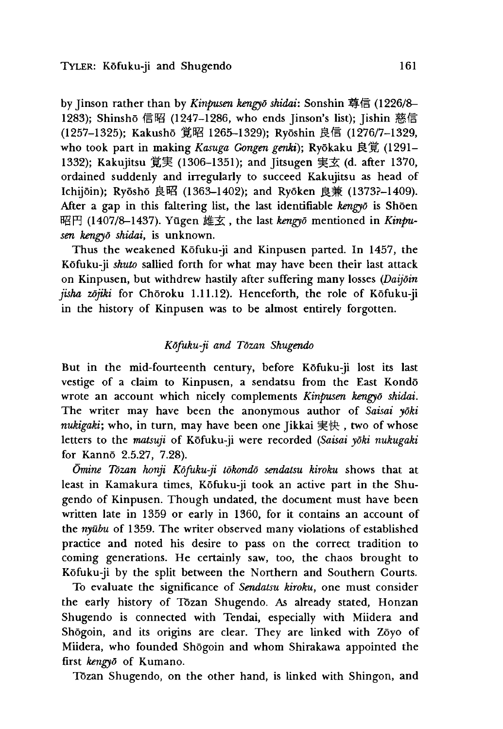by Jinson rather than by *Kinpusen kengyō shidai*: Sonshin 尊信 (1226/8–1283); Shinshō 信昭 (1247–1286, who ends Jinson's list); Jishin 慈信 (1257–1325); Kakushō 覚昭 1265–1329); Ryōshin 良信 (1276/7–1329, who took part in making *Kasuga Gongen genki*); Ryōkaku 良覚 (1291–1332); Kakujitsu 覚実 (1306–1351); and Jitsugen 実玄 (d. after 1370, ordained suddenly and irregularly to succeed Kakujitsu as head of Ichijōin); Ryōshō 良昭 (1363–1402); and Ryōken 良兼 (1373?–1409). After a gap in this faltering list, the last identifiable *kengyō* is Shōen 昭円 (1407/8–1437). Yūgen 雄玄, the last *kengyō* mentioned in *Kinpusen kengyō shidai*, is unknown.

Thus the weakened Kōfuku-ji and Kinpusen parted. In 1457, the Kōfuku-ji *shuto* sallied forth for what may have been their last attack on Kinpusen, but withdrew hastily after suffering many losses (*Daijōin jisha zōjiki* for Chōroku 1.11.12). Henceforth, the role of Kōfuku-ji in the history of Kinpusen was to be almost entirely forgotten.

### *Kōfuku-ji and Tōzan Shugendo*

But in the mid-fourteenth century, before Kōfuku-ji lost its last vestige of a claim to Kinpusen, a sendatsu from the East Kondō wrote an account which nicely complements *Kinpusen kengyō shidai*. The writer may have been the anonymous author of *Saisai yōki nukigaki*; who, in turn, may have been one Jikkai 実快, two of whose letters to the *matsuji* of Kōfuku-ji were recorded (*Saisai yōki nukugaki* for Kannō 2.5.27, 7.28).

*Ōmine Tōzan honji Kōfuku-ji tōkondō sendatsu kiroku* shows that at least in Kamakura times, Kōfuku-ji took an active part in the Shugendo of Kinpusen. Though undated, the document must have been written late in 1359 or early in 1360, for it contains an account of the *nyūbu* of 1359. The writer observed many violations of established practice and noted his desire to pass on the correct tradition to coming generations. He certainly saw, too, the chaos brought to Kōfuku-ji by the split between the Northern and Southern Courts.

To evaluate the significance of *Sendatsu kiroku*, one must consider the early history of Tōzan Shugendo. As already stated, Honzan Shugendo is connected with Tendai, especially with Miidera and Shōgoin, and its origins are clear. They are linked with Zōyo of Miidera, who founded Shōgoin and whom Shirakawa appointed the first *kengyō* of Kumano.

Tōzan Shugendo, on the other hand, is linked with Shingon, and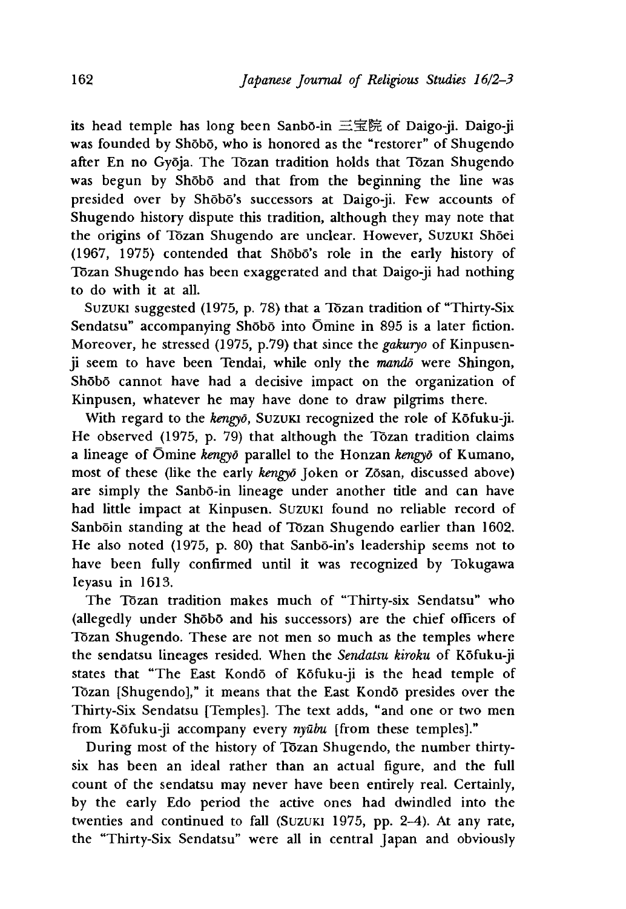its head temple has long been Sanbō-in 三宝院 of Daigo-ji. Daigo-ji was founded by Shōbō, who is honored as the "restorer" of Shugendo after En no Gyōja. The Tōzan tradition holds that Tōzan Shugendo was begun by Shōbō and that from the beginning the line was presided over by Shōbō's successors at Daigo-ji. Few accounts of Shugendo history dispute this tradition, although they may note that the origins of Tōzan Shugendo are unclear. However, SUZUKI Shōei (1967, 1975) contended that Shōbō's role in the early history of Tōzan Shugendo has been exaggerated and that Daigo-ji had nothing to do with it at all.

SUZUKI suggested (1975, p. 78) that a Tōzan tradition of "Thirty-Six Sendatsu" accompanying Shōbō into Ōmine in 895 is a later fiction. Moreover, he stressed (1975, p.79) that since the *gakuryo* of Kinpusen-ji seem to have been Tendai, while only the *mandō* were Shingon, Shōbō cannot have had a decisive impact on the organization of Kinpusen, whatever he may have done to draw pilgrims there.

With regard to the *kengyō*, SUZUKI recognized the role of Kōfuku-ji. He observed (1975, p. 79) that although the Tōzan tradition claims a lineage of Ōmine *kengyō* parallel to the Honzan *kengyō* of Kumano, most of these (like the early *kengyō* Joken or Zōsan, discussed above) are simply the Sanbō-in lineage under another title and can have had little impact at Kinpusen. SUZUKI found no reliable record of Sanbōin standing at the head of Tōzan Shugendo earlier than 1602. He also noted (1975, p. 80) that Sanbō-in's leadership seems not to have been fully confirmed until it was recognized by Tokugawa Ieyasu in 1613.

The Tōzan tradition makes much of "Thirty-six Sendatsu" who (allegedly under Shōbō and his successors) are the chief officers of Tōzan Shugendo. These are not men so much as the temples where the sendatsu lineages resided. When the *Sendatsu kiroku* of Kōfuku-ji states that "The East Kondō of Kōfuku-ji is the head temple of Tōzan [Shugendo]," it means that the East Kondō presides over the Thirty-Six Sendatsu [Temples]. The text adds, "and one or two men from Kōfuku-ji accompany every *nyūbu* [from these temples]."

During most of the history of Tōzan Shugendo, the number thirty-six has been an ideal rather than an actual figure, and the full count of the sendatsu may never have been entirely real. Certainly, by the early Edo period the active ones had dwindled into the twenties and continued to fall (SUZUKI 1975, pp. 2–4). At any rate, the "Thirty-Six Sendatsu" were all in central Japan and obviously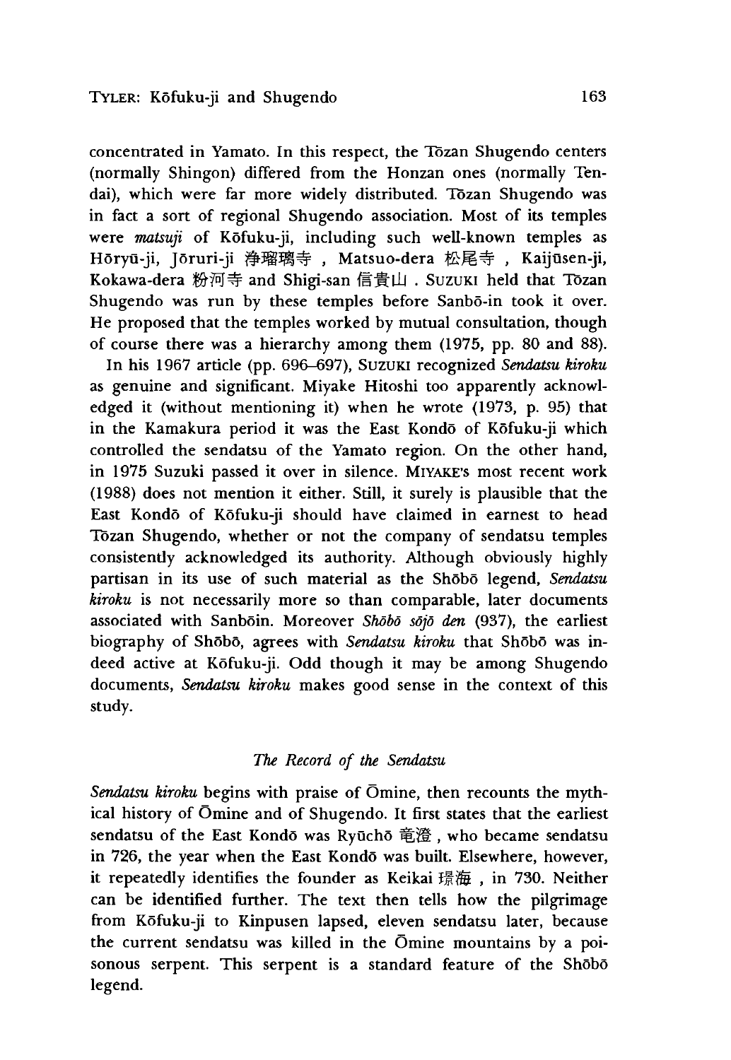concentrated in Yamato. In this respect, the Tōzan Shugendo centers (normally Shingon) differed from the Honzan ones (normally Tendai), which were far more widely distributed. Tōzan Shugendo was in fact a sort of regional Shugendo association. Most of its temples were *matsuji* of Kōfuku-ji, including such well-known temples as Hōryū-ji, Jōruri-ji 浄瑠璃寺, Matsuo-dera 松尾寺, Kaijūsen-ji, Kokawa-dera 粉河寺 and Shigi-san 信貴山. SUZUKI held that Tōzan Shugendo was run by these temples before Sanbō-in took it over. He proposed that the temples worked by mutual consultation, though of course there was a hierarchy among them (1975, pp. 80 and 88).

In his 1967 article (pp. 696–697), SUZUKI recognized *Sendatsu kiroku* as genuine and significant. Miyake Hitoshi too apparently acknowledged it (without mentioning it) when he wrote (1973, p. 95) that in the Kamakura period it was the East Kondō of Kōfuku-ji which controlled the sendatsu of the Yamato region. On the other hand, in 1975 Suzuki passed it over in silence. MIYAKE's most recent work (1988) does not mention it either. Still, it surely is plausible that the East Kondō of Kōfuku-ji should have claimed in earnest to head Tōzan Shugendo, whether or not the company of sendatsu temples consistently acknowledged its authority. Although obviously highly partisan in its use of such material as the Shōbō legend, *Sendatsu kiroku* is not necessarily more so than comparable, later documents associated with Sanbōin. Moreover *Shōbō sōjō den* (937), the earliest biography of Shōbō, agrees with *Sendatsu kiroku* that Shōbō was indeed active at Kōfuku-ji. Odd though it may be among Shugendo documents, *Sendatsu kiroku* makes good sense in the context of this study.

### *The Record of the Sendatsu*

*Sendatsu kiroku* begins with praise of Ōmine, then recounts the mythical history of Ōmine and of Shugendo. It first states that the earliest sendatsu of the East Kondō was Ryūchō 竜澄, who became sendatsu in 726, the year when the East Kondō was built. Elsewhere, however, it repeatedly identifies the founder as Keikai 璟海, in 730. Neither can be identified further. The text then tells how the pilgrimage from Kōfuku-ji to Kinpusen lapsed, eleven sendatsu later, because the current sendatsu was killed in the Ōmine mountains by a poisonous serpent. This serpent is a standard feature of the Shōbō legend.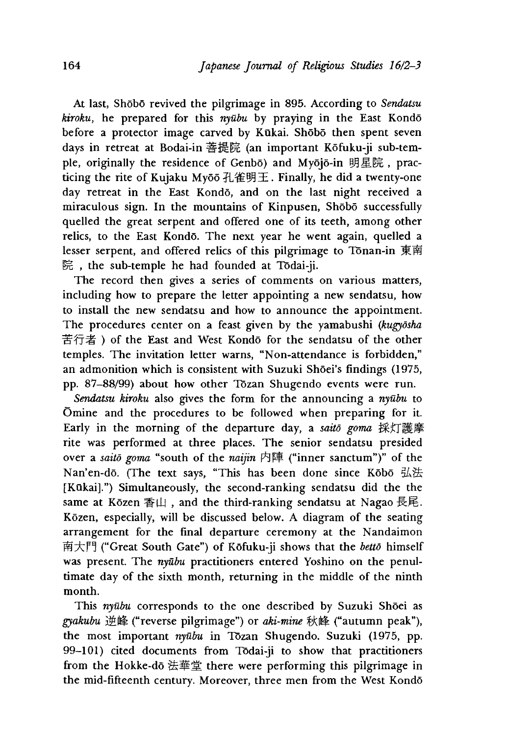At last, Shōbō revived the pilgrimage in 895. According to *Sendatsu kiroku*, he prepared for this *nyūbu* by praying in the East Kondō before a protector image carved by Kūkai. Shōbō then spent seven days in retreat at Bodai-in 菩提院 (an important Kōfuku-ji sub-temple, originally the residence of Genbō) and Myōjō-in 明星院, practicing the rite of Kujaku Myōō 孔雀明王. Finally, he did a twenty-one day retreat in the East Kondō, and on the last night received a miraculous sign. In the mountains of Kinpusen, Shōbō successfully quelled the great serpent and offered one of its teeth, among other relics, to the East Kondō. The next year he went again, quelled a lesser serpent, and offered relics of this pilgrimage to Tōnan-in 東南院, the sub-temple he had founded at Tōdai-ji.

The record then gives a series of comments on various matters, including how to prepare the letter appointing a new sendatsu, how to install the new sendatsu and how to announce the appointment. The procedures center on a feast given by the yamabushi (*kugyōsha* 苦行者) of the East and West Kondō for the sendatsu of the other temples. The invitation letter warns, "Non-attendance is forbidden," an admonition which is consistent with Suzuki Shōei's findings (1975, pp. 87–88/99) about how other Tōzan Shugendo events were run.

*Sendatsu kiroku* also gives the form for the announcing a *nyūbu* to Ōmine and the procedures to be followed when preparing for it. Early in the morning of the departure day, a *saitō goma* 採灯護摩 rite was performed at three places. The senior sendatsu presided over a *saitō goma* "south of the *naijin* 内陣 ("inner sanctum")" of the Nan'en-dō. (The text says, "This has been done since Kōbō 弘法 [Kūkai].") Simultaneously, the second-ranking sendatsu did the the same at Kōzen 香山, and the third-ranking sendatsu at Nagao 長尾. Kōzen, especially, will be discussed below. A diagram of the seating arrangement for the final departure ceremony at the Nandaimon 南大門 ("Great South Gate") of Kōfuku-ji shows that the *bettō* himself was present. The *nyūbu* practitioners entered Yoshino on the penultimate day of the sixth month, returning in the middle of the ninth month.

This *nyūbu* corresponds to the one described by Suzuki Shōei as *gyakubu* 逆峰 ("reverse pilgrimage") or *aki-mine* 秋峰 ("autumn peak"), the most important *nyūbu* in Tōzan Shugendo. Suzuki (1975, pp. 99–101) cited documents from Tōdai-ji to show that practitioners from the Hokke-dō 法華堂 there were performing this pilgrimage in the mid-fifteenth century. Moreover, three men from the West Kondō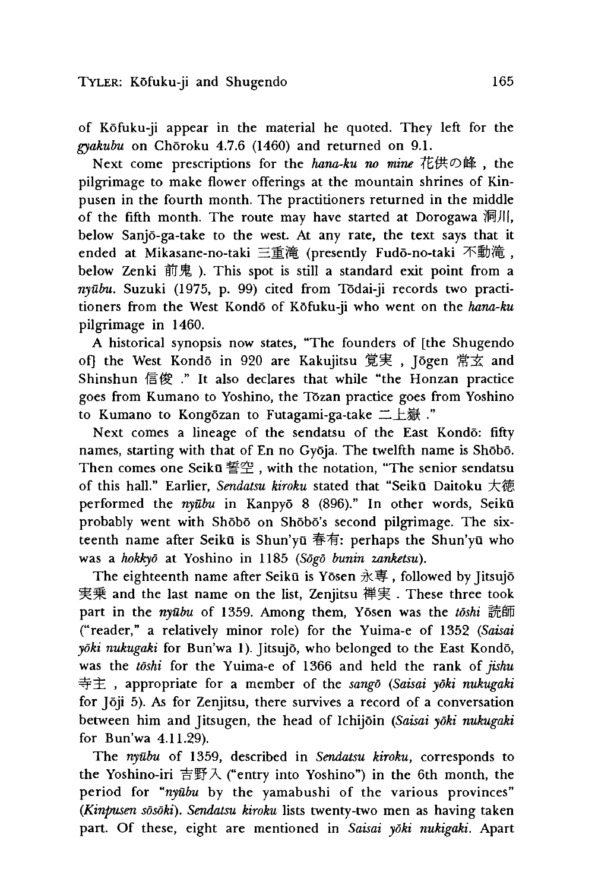of Kōfuku-ji appear in the material he quoted. They left for the *gyakubu* on Chōroku 4.7.6 (1460) and returned on 9.1.

Next come prescriptions for the *hana-ku no mine* 花供の峰, the pilgrimage to make flower offerings at the mountain shrines of Kinpusen in the fourth month. The practitioners returned in the middle of the fifth month. The route may have started at Dorogawa 洞川, below Sanjō-ga-take to the west. At any rate, the text says that it ended at Mikasane-no-taki 三重滝 (presently Fudō-no-taki 不動滝, below Zenki 前鬼). This spot is still a standard exit point from a *nyūbu*. Suzuki (1975, p. 99) cited from Tōdai-ji records two practitioners from the West Kondō of Kōfuku-ji who went on the *hana-ku* pilgrimage in 1460.

A historical synopsis now states, "The founders of [the Shugendo of] the West Kondō in 920 are Kakujitsu 覚実, Jōgen 常玄 and Shinshun 信俊." It also declares that while "the Honzan practice goes from Kumano to Yoshino, the Tōzan practice goes from Yoshino to Kumano to Kongōzan to Futagami-ga-take 二上嶽."

Next comes a lineage of the sendatsu of the East Kondō: fifty names, starting with that of En no Gyōja. The twelfth name is Shōbō. Then comes one Seikū 誓空, with the notation, "The senior sendatsu of this hall." Earlier, *Sendatsu kiroku* stated that "Seikū Daitoku 大徳 performed the *nyūbu* in Kanpyō 8 (896)." In other words, Seikū probably went with Shōbō on Shōbō's second pilgrimage. The sixteenth name after Seikū is Shun'yū 春有: perhaps the Shun'yū who was a *hokkyō* at Yoshino in 1185 (*Sōgō bunin zanketsu*).

The eighteenth name after Seikū is Yōsen 永専, followed by Jitsujō 実乗 and the last name on the list, Zenjitsu 禅実. These three took part in the *nyūbu* of 1359. Among them, Yōsen was the *tōshi* 読師 ("reader," a relatively minor role) for the Yuima-e of 1352 (*Saisai yōki nukugaki* for Bun'wa 1). Jitsujō, who belonged to the East Kondō, was the *tōshi* for the Yuima-e of 1366 and held the rank of *jishu* 寺主, appropriate for a member of the *sangō* (*Saisai yōki nukugaki* for Jōji 5). As for Zenjitsu, there survives a record of a conversation between him and Jitsugen, the head of Ichijōin (*Saisai yōki nukugaki* for Bun'wa 4.11.29).

The *nyūbu* of 1359, described in *Sendatsu kiroku*, corresponds to the Yoshino-iri 吉野入 ("entry into Yoshino") in the 6th month, the period for "*nyūbu* by the yamabushi of the various provinces" (*Kinpusen sōsōki*). *Sendatsu kiroku* lists twenty-two men as having taken part. Of these, eight are mentioned in *Saisai yōki nukigaki*. Apart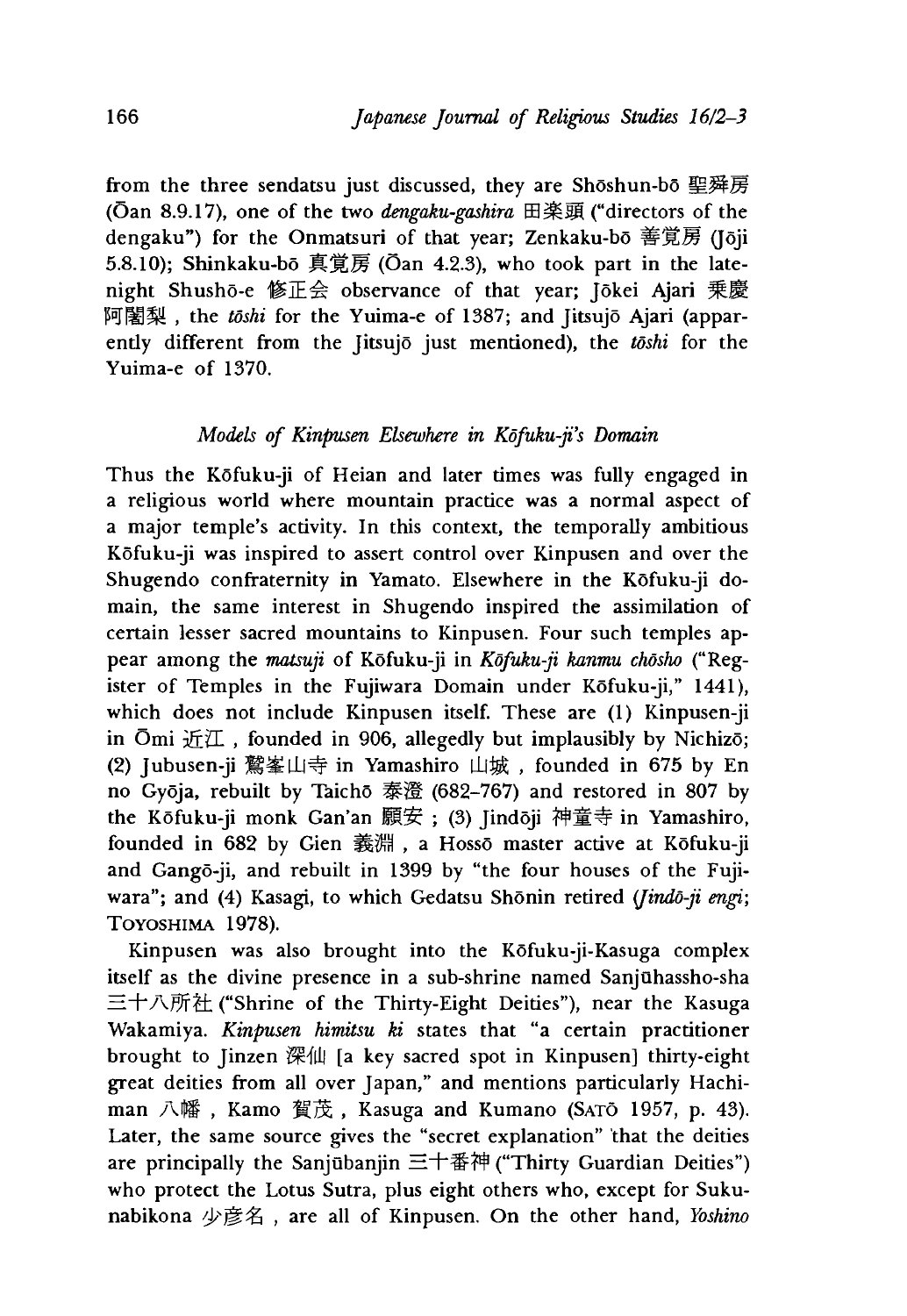from the three sendatsu just discussed, they are Shōshun-bō 聖舜房 (Ōan 8.9.17), one of the two *dengaku-gashira* 田楽頭 ("directors of the dengaku") for the Onmatsuri of that year; Zenkaku-bō 善覚房 (Jōji 5.8.10); Shinkaku-bō 真覚房 (Ōan 4.2.3), who took part in the late-night Shushō-e 修正会 observance of that year; Jōkei Ajari 乗慶阿闍梨, the *tōshi* for the Yuima-e of 1387; and Jitsujō Ajari (apparently different from the Jitsujō just mentioned), the *tōshi* for the Yuima-e of 1370.

### *Models of Kinpusen Elsewhere in Kōfuku-ji's Domain*

Thus the Kōfuku-ji of Heian and later times was fully engaged in a religious world where mountain practice was a normal aspect of a major temple's activity. In this context, the temporally ambitious Kōfuku-ji was inspired to assert control over Kinpusen and over the Shugendo confraternity in Yamato. Elsewhere in the Kōfuku-ji domain, the same interest in Shugendo inspired the assimilation of certain lesser sacred mountains to Kinpusen. Four such temples appear among the *matsuji* of Kōfuku-ji in *Kōfuku-ji kanmu chōsho* ("Register of Temples in the Fujiwara Domain under Kōfuku-ji," 1441), which does not include Kinpusen itself. These are (1) Kinpusen-ji in Ōmi 近江, founded in 906, allegedly but implausibly by Nichizō; (2) Jubusen-ji 鷲峯山寺 in Yamashiro 山城, founded in 675 by En no Gyōja, rebuilt by Taichō 泰澄 (682–767) and restored in 807 by the Kōfuku-ji monk Gan'an 願安; (3) Jindōji 神童寺 in Yamashiro, founded in 682 by Gien 義淵, a Hossō master active at Kōfuku-ji and Gangō-ji, and rebuilt in 1399 by "the four houses of the Fujiwara"; and (4) Kasagi, to which Gedatsu Shōnin retired (*Jindō-ji engi*; TOYOSHIMA 1978).

Kinpusen was also brought into the Kōfuku-ji-Kasuga complex itself as the divine presence in a sub-shrine named Sanjūhassho-sha 三十八所社 ("Shrine of the Thirty-Eight Deities"), near the Kasuga Wakamiya. *Kinpusen himitsu ki* states that "a certain practitioner brought to Jinzen 深仙 [a key sacred spot in Kinpusen] thirty-eight great deities from all over Japan," and mentions particularly Hachiman 八幡, Kamo 賀茂, Kasuga and Kumano (SATŌ 1957, p. 43). Later, the same source gives the "secret explanation" that the deities are principally the Sanjūbanjin 三十番神 ("Thirty Guardian Deities") who protect the Lotus Sutra, plus eight others who, except for Sukunabikona 少彦名, are all of Kinpusen. On the other hand, *Yoshino*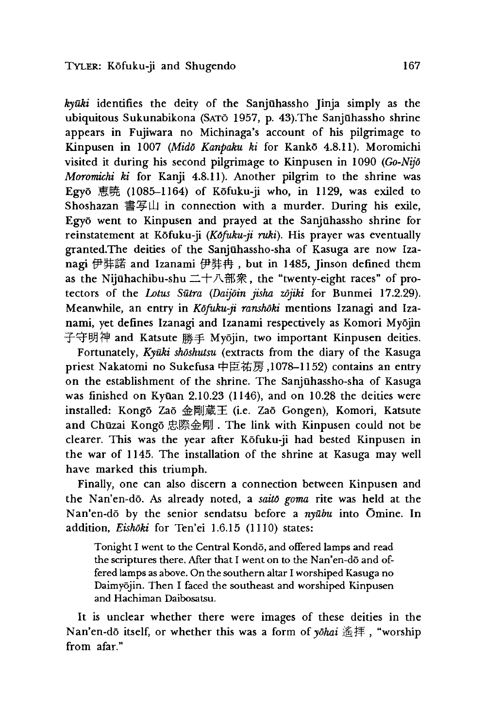*kyūki* identifies the deity of the Sanjūhassho Jinja simply as the ubiquitous Sukunabikona (SATŌ 1957, p. 43).The Sanjūhassho shrine appears in Fujiwara no Michinaga's account of his pilgrimage to Kinpusen in 1007 (*Midō Kanpaku ki* for Kankō 4.8.11). Moromichi visited it during his second pilgrimage to Kinpusen in 1090 (*Go-Nijō Moromichi ki* for Kanji 4.8.11). Another pilgrim to the shrine was Egyō 恵暁 (1085–1164) of Kōfuku-ji who, in 1129, was exiled to Shoshazan 書写山 in connection with a murder. During his exile, Egyō went to Kinpusen and prayed at the Sanjūhassho shrine for reinstatement at Kōfuku-ji (*Kōfuku-ji ruki*). His prayer was eventually granted.The deities of the Sanjūhassho-sha of Kasuga are now Izanagi 伊弉諾 and Izanami 伊弉冉, but in 1485, Jinson defined them as the Nijūhachibu-shu 二十八部衆, the "twenty-eight races" of protectors of the *Lotus Sūtra* (*Daijōin jisha zōjiki* for Bunmei 17.2.29). Meanwhile, an entry in *Kōfuku-ji ranshōki* mentions Izanagi and Izanami, yet defines Izanagi and Izanami respectively as Komori Myōjin 子守明神 and Katsute 勝手 Myōjin, two important Kinpusen deities.

Fortunately, *Kyūki shōshutsu* (extracts from the diary of the Kasuga priest Nakatomi no Sukefusa 中臣祐房,1078–1152) contains an entry on the establishment of the shrine. The Sanjūhassho-sha of Kasuga was finished on Kyūan 2.10.23 (1146), and on 10.28 the deities were installed: Kongō Zaō 金剛蔵王 (i.e. Zaō Gongen), Komori, Katsute and Chūzai Kongō 忠際金剛. The link with Kinpusen could not be clearer. This was the year after Kōfuku-ji had bested Kinpusen in the war of 1145. The installation of the shrine at Kasuga may well have marked this triumph.

Finally, one can also discern a connection between Kinpusen and the Nan'en-dō. As already noted, a *saitō goma* rite was held at the Nan'en-dō by the senior sendatsu before a *nyūbu* into Ōmine. In addition, *Eishōki* for Ten'ei 1.6.15 (1110) states:

> Tonight I went to the Central Kondō, and offered lamps and read the scriptures there. After that I went on to the Nan'en-dō and offered lamps as above. On the southern altar I worshiped Kasuga no Daimyōjin. Then I faced the southeast and worshiped Kinpusen and Hachiman Daibosatsu.

It is unclear whether there were images of these deities in the Nan'en-dō itself, or whether this was a form of *yōhai* 遙拝, "worship from afar."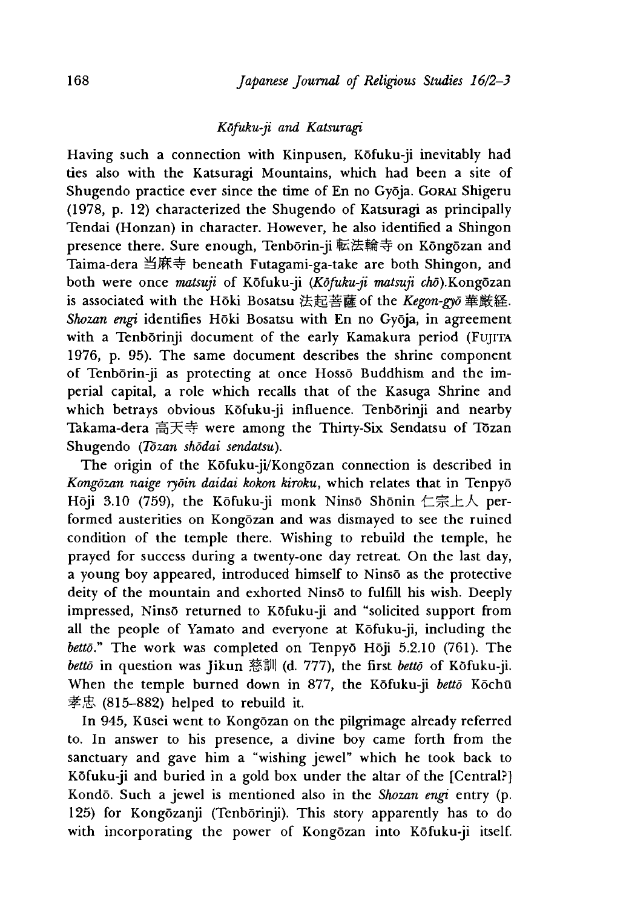### *Kōfuku-ji and Katsuragi*

Having such a connection with Kinpusen, Kōfuku-ji inevitably had ties also with the Katsuragi Mountains, which had been a site of Shugendo practice ever since the time of En no Gyōja. GORAI Shigeru (1978, p. 12) characterized the Shugendo of Katsuragi as principally Tendai (Honzan) in character. However, he also identified a Shingon presence there. Sure enough, Tenbōrin-ji 転法輪寺 on Kōngōzan and Taima-dera 当麻寺 beneath Futagami-ga-take are both Shingon, and both were once *matsuji* of Kōfuku-ji (*Kōfuku-ji matsuji chō*).Kongōzan is associated with the Hōki Bosatsu 法起菩薩 of the *Kegon-gyō* 華厳経. *Shozan engi* identifies Hōki Bosatsu with En no Gyōja, in agreement with a Tenbōrinji document of the early Kamakura period (FUJITA 1976, p. 95). The same document describes the shrine component of Tenbōrin-ji as protecting at once Hossō Buddhism and the imperial capital, a role which recalls that of the Kasuga Shrine and which betrays obvious Kōfuku-ji influence. Tenbōrinji and nearby Takama-dera 高天寺 were among the Thirty-Six Sendatsu of Tōzan Shugendo (*Tōzan shōdai sendatsu*).

The origin of the Kōfuku-ji/Kongōzan connection is described in *Kongōzan naige ryōin daidai kokon kiroku*, which relates that in Tenpyō Hōji 3.10 (759), the Kōfuku-ji monk Ninsō Shōnin 仁宗上人 performed austerities on Kongōzan and was dismayed to see the ruined condition of the temple there. Wishing to rebuild the temple, he prayed for success during a twenty-one day retreat. On the last day, a young boy appeared, introduced himself to Ninsō as the protective deity of the mountain and exhorted Ninsō to fulfill his wish. Deeply impressed, Ninsō returned to Kōfuku-ji and "solicited support from all the people of Yamato and everyone at Kōfuku-ji, including the *bettō*." The work was completed on Tenpyō Hōji 5.2.10 (761). The *bettō* in question was Jikun 慈訓 (d. 777), the first *bettō* of Kōfuku-ji. When the temple burned down in 877, the Kōfuku-ji *bettō* Kōchū 孝忠 (815–882) helped to rebuild it.

In 945, Kūsei went to Kongōzan on the pilgrimage already referred to. In answer to his presence, a divine boy came forth from the sanctuary and gave him a "wishing jewel" which he took back to Kōfuku-ji and buried in a gold box under the altar of the [Central?] Kondō. Such a jewel is mentioned also in the *Shozan engi* entry (p. 125) for Kongōzanji (Tenbōrinji). This story apparently has to do with incorporating the power of Kongōzan into Kōfuku-ji itself.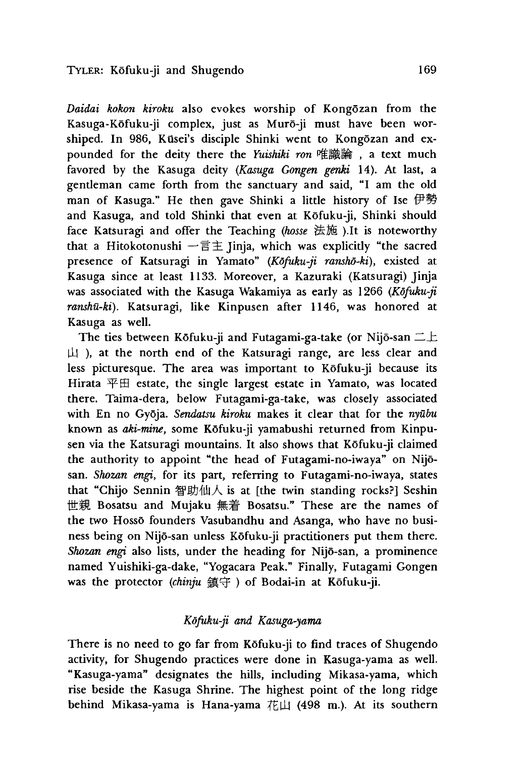*Daidai kokon kiroku* also evokes worship of Kongōzan from the Kasuga-Kōfuku-ji complex, just as Murō-ji must have been worshiped. In 986, Kūsei's disciple Shinki went to Kongōzan and expounded for the deity there the *Yuishiki ron* 唯識論, a text much favored by the Kasuga deity (*Kasuga Gongen genki* 14). At last, a gentleman came forth from the sanctuary and said, "I am the old man of Kasuga." He then gave Shinki a little history of Ise 伊勢 and Kasuga, and told Shinki that even at Kōfuku-ji, Shinki should face Katsuragi and offer the Teaching (*hosse* 法施).It is noteworthy that a Hitokotonushi 一言主 Jinja, which was explicitly "the sacred presence of Katsuragi in Yamato" (*Kōfuku-ji ranshō-ki*), existed at Kasuga since at least 1133. Moreover, a Kazuraki (Katsuragi) Jinja was associated with the Kasuga Wakamiya as early as 1266 (*Kōfuku-ji ranshū-ki*). Katsuragi, like Kinpusen after 1146, was honored at Kasuga as well.

The ties between Kōfuku-ji and Futagami-ga-take (or Nijō-san 二上山), at the north end of the Katsuragi range, are less clear and less picturesque. The area was important to Kōfuku-ji because its Hirata 平田 estate, the single largest estate in Yamato, was located there. Taima-dera, below Futagami-ga-take, was closely associated with En no Gyōja. *Sendatsu kiroku* makes it clear that for the *nyūbu* known as *aki-mine*, some Kōfuku-ji yamabushi returned from Kinpusen via the Katsuragi mountains. It also shows that Kōfuku-ji claimed the authority to appoint "the head of Futagami-no-iwaya" on Nijō-san. *Shozan engi*, for its part, referring to Futagami-no-iwaya, states that "Chijo Sennin 智助仙人 is at [the twin standing rocks?] Seshin 世親 Bosatsu and Mujaku 無着 Bosatsu." These are the names of the two Hossō founders Vasubandhu and Asanga, who have no business being on Nijō-san unless Kōfuku-ji practitioners put them there. *Shozan engi* also lists, under the heading for Nijō-san, a prominence named Yuishiki-ga-dake, "Yogacara Peak." Finally, Futagami Gongen was the protector (*chinju* 鎮守) of Bodai-in at Kōfuku-ji.

### *Kōfuku-ji and Kasuga-yama*

There is no need to go far from Kōfuku-ji to find traces of Shugendo activity, for Shugendo practices were done in Kasuga-yama as well. "Kasuga-yama" designates the hills, including Mikasa-yama, which rise beside the Kasuga Shrine. The highest point of the long ridge behind Mikasa-yama is Hana-yama 花山 (498 m.). At its southern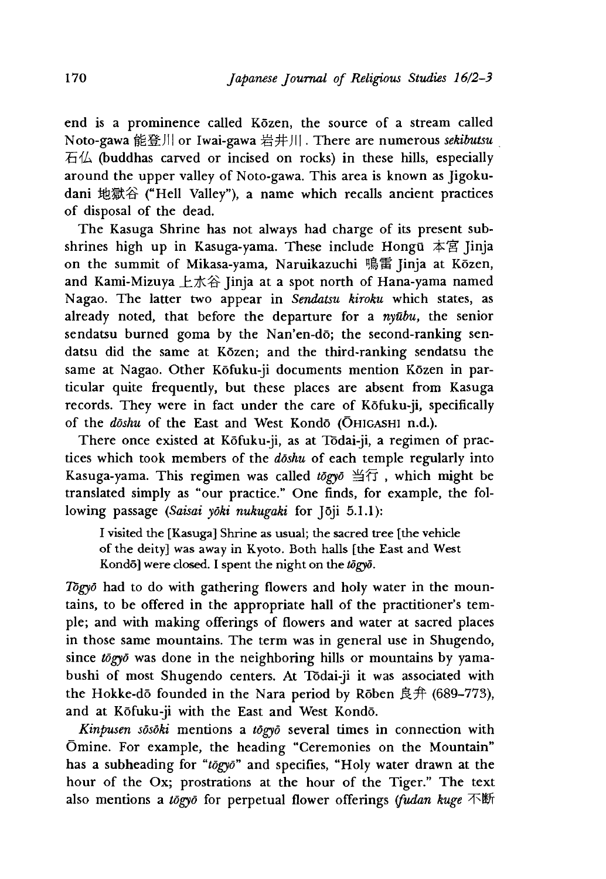end is a prominence called Kōzen, the source of a stream called Noto-gawa 能登川 or Iwai-gawa 岩井川. There are numerous *sekibutsu* 石仏 (buddhas carved or incised on rocks) in these hills, especially around the upper valley of Noto-gawa. This area is known as Jigoku-dani 地獄谷 ("Hell Valley"), a name which recalls ancient practices of disposal of the dead.

The Kasuga Shrine has not always had charge of its present sub-shrines high up in Kasuga-yama. These include Hongū 本宮 Jinja on the summit of Mikasa-yama, Naruikazuchi 鳴雷 Jinja at Kōzen, and Kami-Mizuya 上水谷 Jinja at a spot north of Hana-yama named Nagao. The latter two appear in *Sendatsu kiroku* which states, as already noted, that before the departure for a *nyūbu*, the senior sendatsu burned goma by the Nan'en-dō; the second-ranking sendatsu did the same at Kōzen; and the third-ranking sendatsu the same at Nagao. Other Kōfuku-ji documents mention Kōzen in particular quite frequently, but these places are absent from Kasuga records. They were in fact under the care of Kōfuku-ji, specifically of the *dōshu* of the East and West Kondō (ŌHIGASHI n.d.).

There once existed at Kōfuku-ji, as at Tōdai-ji, a regimen of practices which took members of the *dōshu* of each temple regularly into Kasuga-yama. This regimen was called *tōgyō* 当行, which might be translated simply as "our practice." One finds, for example, the following passage (*Saisai yōki nukugaki* for Jōji 5.1.1):

> I visited the [Kasuga] Shrine as usual; the sacred tree [the vehicle of the deity] was away in Kyoto. Both halls [the East and West Kondō] were closed. I spent the night on the *tōgyō*.

*Tōgyō* had to do with gathering flowers and holy water in the mountains, to be offered in the appropriate hall of the practitioner's temple; and with making offerings of flowers and water at sacred places in those same mountains. The term was in general use in Shugendo, since *tōgyō* was done in the neighboring hills or mountains by yamabushi of most Shugendo centers. At Tōdai-ji it was associated with the Hokke-dō founded in the Nara period by Rōben 良弁 (689–773), and at Kōfuku-ji with the East and West Kondō.

*Kinpusen sōsōki* mentions a *tōgyō* several times in connection with Ōmine. For example, the heading "Ceremonies on the Mountain" has a subheading for "*tōgyō*" and specifies, "Holy water drawn at the hour of the Ox; prostrations at the hour of the Tiger." The text also mentions a *tōgyō* for perpetual flower offerings (*fudan kuge* 不断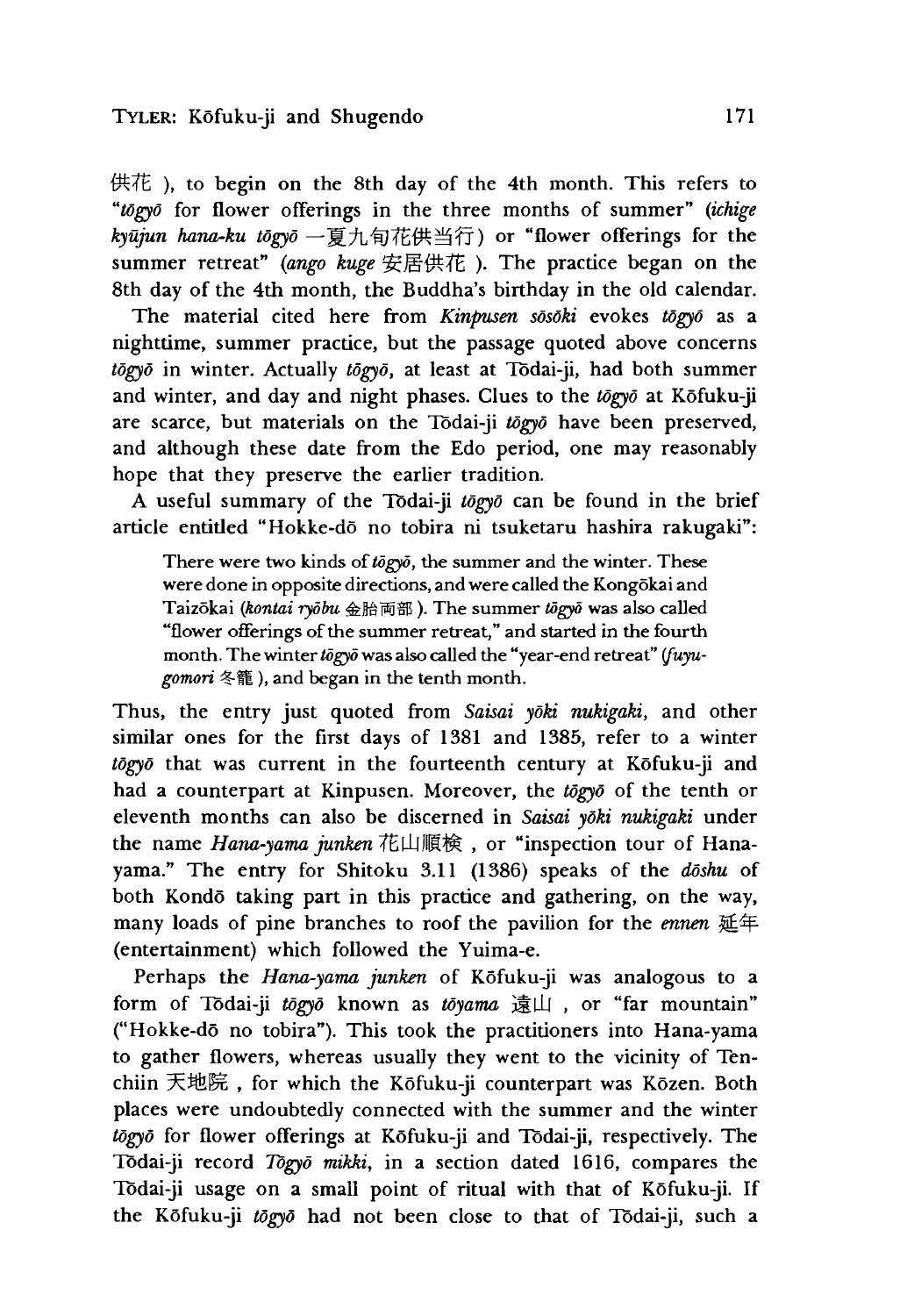供花 ), to begin on the 8th day of the 4th month. This refers to "*tōgyō* for flower offerings in the three months of summer" (*ichige kyūjun hana-ku tōgyō* 一夏九旬花供当行) or "flower offerings for the summer retreat" (*ango kuge* 安居供花 ). The practice began on the 8th day of the 4th month, the Buddha's birthday in the old calendar.

The material cited here from *Kinpusen sōsōki* evokes *tōgyō* as a nighttime, summer practice, but the passage quoted above concerns *tōgyō* in winter. Actually *tōgyō*, at least at Tōdai-ji, had both summer and winter, and day and night phases. Clues to the *tōgyō* at Kōfuku-ji are scarce, but materials on the Tōdai-ji *tōgyō* have been preserved, and although these date from the Edo period, one may reasonably hope that they preserve the earlier tradition.

A useful summary of the Tōdai-ji *tōgyō* can be found in the brief article entitled "Hokke-dō no tobira ni tsuketaru hashira rakugaki":

> There were two kinds of *tōgyō*, the summer and the winter. These were done in opposite directions, and were called the Kongōkai and Taizōkai (*kontai ryōbu* 金胎両部 ). The summer *tōgyō* was also called "flower offerings of the summer retreat," and started in the fourth month. The winter *tōgyō* was also called the "year-end retreat" (*fuyu-gomori* 冬籠 ), and began in the tenth month.

Thus, the entry just quoted from *Saisai yōki nukigaki*, and other similar ones for the first days of 1381 and 1385, refer to a winter *tōgyō* that was current in the fourteenth century at Kōfuku-ji and had a counterpart at Kinpusen. Moreover, the *tōgyō* of the tenth or eleventh months can also be discerned in *Saisai yōki nukigaki* under the name *Hana-yama junken* 花山順検 , or "inspection tour of Hana-yama." The entry for Shitoku 3.11 (1386) speaks of the *dōshu* of both Kondō taking part in this practice and gathering, on the way, many loads of pine branches to roof the pavilion for the *ennen* 延年 (entertainment) which followed the Yuima-e.

Perhaps the *Hana-yama junken* of Kōfuku-ji was analogous to a form of Tōdai-ji *tōgyō* known as *tōyama* 遠山 , or "far mountain" ("Hokke-dō no tobira"). This took the practitioners into Hana-yama to gather flowers, whereas usually they went to the vicinity of Ten-chiin 天地院 , for which the Kōfuku-ji counterpart was Kōzen. Both places were undoubtedly connected with the summer and the winter *tōgyō* for flower offerings at Kōfuku-ji and Tōdai-ji, respectively. The Tōdai-ji record *Tōgyō mikki*, in a section dated 1616, compares the Tōdai-ji usage on a small point of ritual with that of Kōfuku-ji. If the Kōfuku-ji *tōgyō* had not been close to that of Tōdai-ji, such a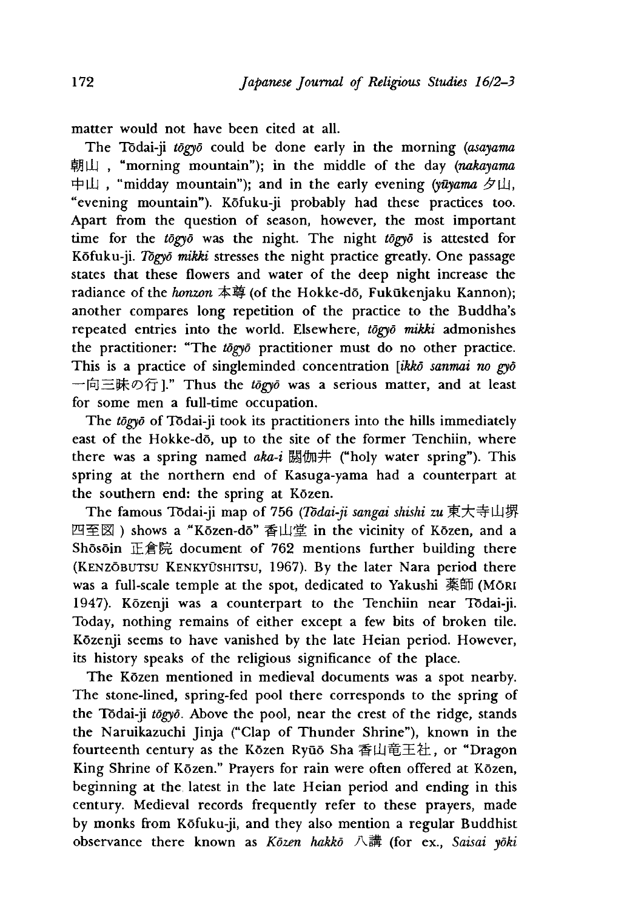matter would not have been cited at all.

The Tōdai-ji *tōgyō* could be done early in the morning (*asayama* 朝山, "morning mountain"); in the middle of the day (*nakayama* 中山, "midday mountain"); and in the early evening (*yūyama* 夕山, "evening mountain"). Kōfuku-ji probably had these practices too. Apart from the question of season, however, the most important time for the *tōgyō* was the night. The night *tōgyō* is attested for Kōfuku-ji. *Tōgyō mikki* stresses the night practice greatly. One passage states that these flowers and water of the deep night increase the radiance of the *honzon* 本尊 (of the Hokke-dō, Fukūkenjaku Kannon); another compares long repetition of the practice to the Buddha's repeated entries into the world. Elsewhere, *tōgyō mikki* admonishes the practitioner: "The *tōgyō* practitioner must do no other practice. This is a practice of singleminded concentration [*ikkō sanmai no gyō* 一向三昧の行]." Thus the *tōgyō* was a serious matter, and at least for some men a full-time occupation.

The *tōgyō* of Tōdai-ji took its practitioners into the hills immediately east of the Hokke-dō, up to the site of the former Tenchiin, where there was a spring named *aka-i* 閼伽井 ("holy water spring"). This spring at the northern end of Kasuga-yama had a counterpart at the southern end: the spring at Kōzen.

The famous Tōdai-ji map of 756 (*Tōdai-ji sangai shishi zu* 東大寺山堺四至図) shows a "Kōzen-dō" 香山堂 in the vicinity of Kōzen, and a Shōsōin 正倉院 document of 762 mentions further building there (KENZŌBUTSU KENKYŪSHITSU, 1967). By the later Nara period there was a full-scale temple at the spot, dedicated to Yakushi 薬師 (MŌRI 1947). Kōzenji was a counterpart to the Tenchiin near Tōdai-ji. Today, nothing remains of either except a few bits of broken tile. Kōzenji seems to have vanished by the late Heian period. However, its history speaks of the religious significance of the place.

The Kōzen mentioned in medieval documents was a spot nearby. The stone-lined, spring-fed pool there corresponds to the spring of the Tōdai-ji *tōgyō*. Above the pool, near the crest of the ridge, stands the Naruikazuchi Jinja ("Clap of Thunder Shrine"), known in the fourteenth century as the Kōzen Ryūō Sha 香山竜王社, or "Dragon King Shrine of Kōzen." Prayers for rain were often offered at Kōzen, beginning at the latest in the late Heian period and ending in this century. Medieval records frequently refer to these prayers, made by monks from Kōfuku-ji, and they also mention a regular Buddhist observance there known as *Kōzen hakkō* 八講 (for ex., *Saisai yōki*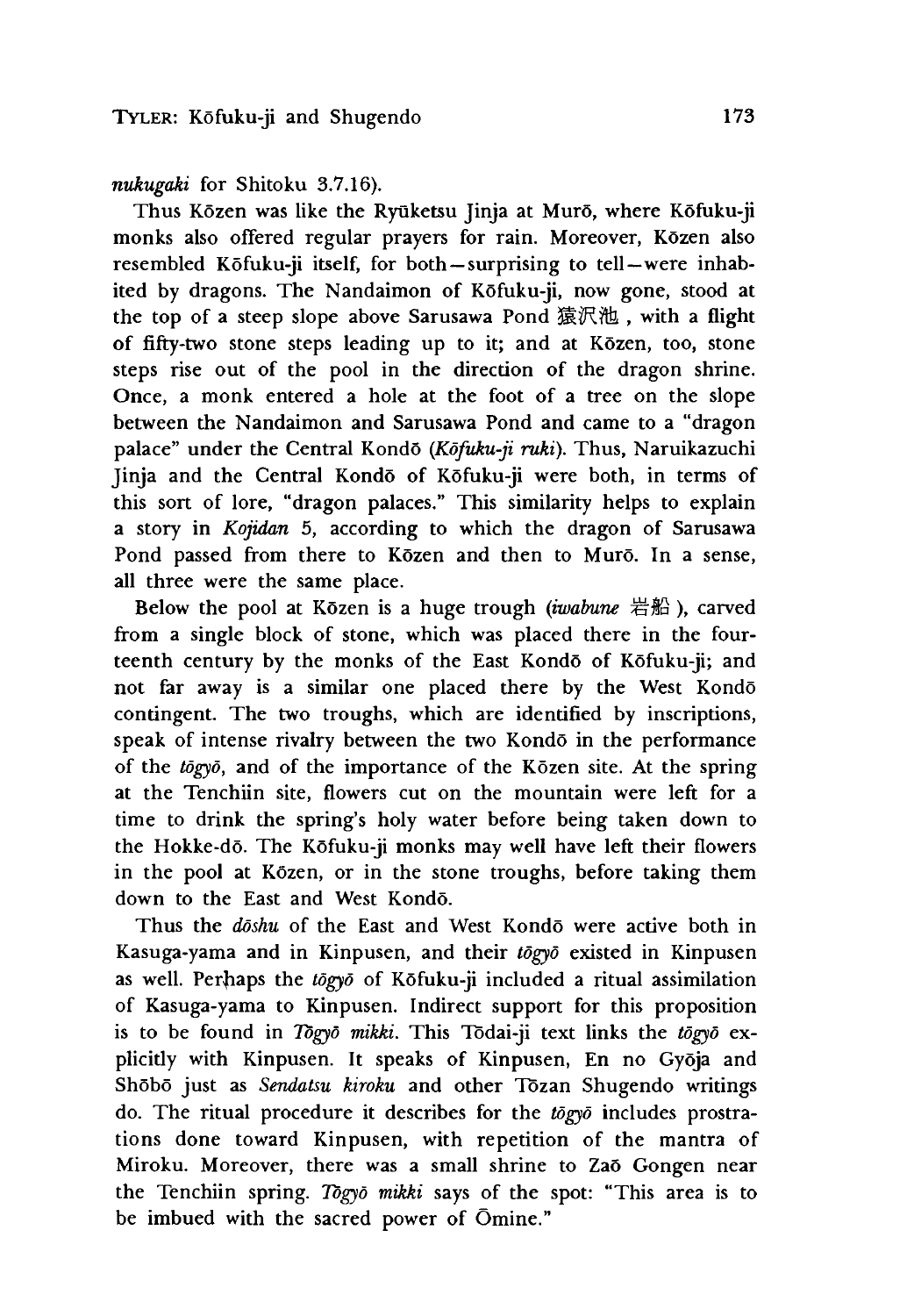*nukugaki* for Shitoku 3.7.16).

Thus Kōzen was like the Ryūketsu Jinja at Murō, where Kōfuku-ji monks also offered regular prayers for rain. Moreover, Kōzen also resembled Kōfuku-ji itself, for both—surprising to tell—were inhabited by dragons. The Nandaimon of Kōfuku-ji, now gone, stood at the top of a steep slope above Sarusawa Pond 猿沢池, with a flight of fifty-two stone steps leading up to it; and at Kōzen, too, stone steps rise out of the pool in the direction of the dragon shrine. Once, a monk entered a hole at the foot of a tree on the slope between the Nandaimon and Sarusawa Pond and came to a "dragon palace" under the Central Kondō (*Kōfuku-ji ruki*). Thus, Naruikazuchi Jinja and the Central Kondō of Kōfuku-ji were both, in terms of this sort of lore, "dragon palaces." This similarity helps to explain a story in *Kojidan* 5, according to which the dragon of Sarusawa Pond passed from there to Kōzen and then to Murō. In a sense, all three were the same place.

Below the pool at Kōzen is a huge trough (*iwabune* 岩船), carved from a single block of stone, which was placed there in the fourteenth century by the monks of the East Kondō of Kōfuku-ji; and not far away is a similar one placed there by the West Kondō contingent. The two troughs, which are identified by inscriptions, speak of intense rivalry between the two Kondō in the performance of the *tōgyō*, and of the importance of the Kōzen site. At the spring at the Tenchiin site, flowers cut on the mountain were left for a time to drink the spring's holy water before being taken down to the Hokke-dō. The Kōfuku-ji monks may well have left their flowers in the pool at Kōzen, or in the stone troughs, before taking them down to the East and West Kondō.

Thus the *dōshu* of the East and West Kondō were active both in Kasuga-yama and in Kinpusen, and their *tōgyō* existed in Kinpusen as well. Perhaps the *tōgyō* of Kōfuku-ji included a ritual assimilation of Kasuga-yama to Kinpusen. Indirect support for this proposition is to be found in *Tōgyō mikki*. This Tōdai-ji text links the *tōgyō* explicitly with Kinpusen. It speaks of Kinpusen, En no Gyōja and Shōbō just as *Sendatsu kiroku* and other Tōzan Shugendo writings do. The ritual procedure it describes for the *tōgyō* includes prostrations done toward Kinpusen, with repetition of the mantra of Miroku. Moreover, there was a small shrine to Zaō Gongen near the Tenchiin spring. *Tōgyō mikki* says of the spot: "This area is to be imbued with the sacred power of Ōmine."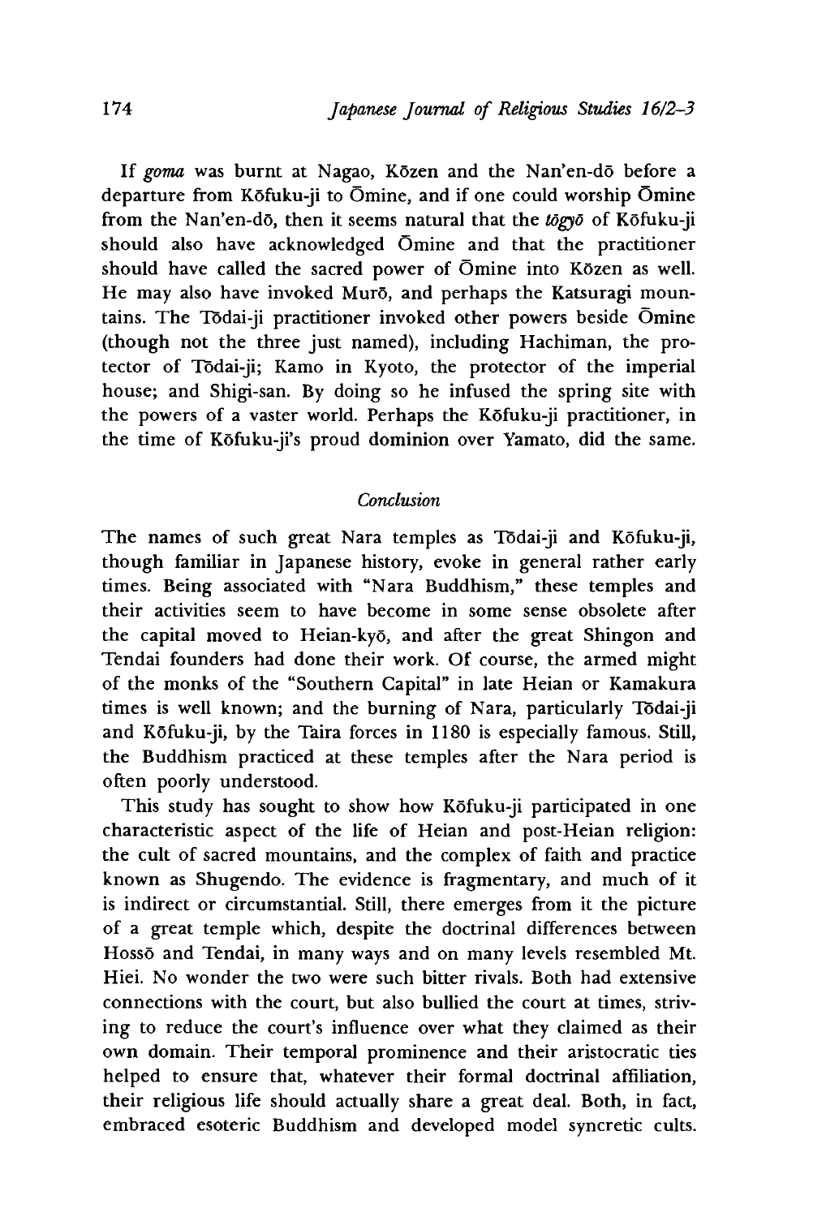If *goma* was burnt at Nagao, Kōzen and the Nan'en-dō before a departure from Kōfuku-ji to Ōmine, and if one could worship Ōmine from the Nan'en-dō, then it seems natural that the *tōgyō* of Kōfuku-ji should also have acknowledged Ōmine and that the practitioner should have called the sacred power of Ōmine into Kōzen as well. He may also have invoked Murō, and perhaps the Katsuragi mountains. The Tōdai-ji practitioner invoked other powers beside Ōmine (though not the three just named), including Hachiman, the protector of Tōdai-ji; Kamo in Kyoto, the protector of the imperial house; and Shigi-san. By doing so he infused the spring site with the powers of a vaster world. Perhaps the Kōfuku-ji practitioner, in the time of Kōfuku-ji's proud dominion over Yamato, did the same.

## *Conclusion*

The names of such great Nara temples as Tōdai-ji and Kōfuku-ji, though familiar in Japanese history, evoke in general rather early times. Being associated with "Nara Buddhism," these temples and their activities seem to have become in some sense obsolete after the capital moved to Heian-kyō, and after the great Shingon and Tendai founders had done their work. Of course, the armed might of the monks of the "Southern Capital" in late Heian or Kamakura times is well known; and the burning of Nara, particularly Tōdai-ji and Kōfuku-ji, by the Taira forces in 1180 is especially famous. Still, the Buddhism practiced at these temples after the Nara period is often poorly understood.

This study has sought to show how Kōfuku-ji participated in one characteristic aspect of the life of Heian and post-Heian religion: the cult of sacred mountains, and the complex of faith and practice known as Shugendo. The evidence is fragmentary, and much of it is indirect or circumstantial. Still, there emerges from it the picture of a great temple which, despite the doctrinal differences between Hossō and Tendai, in many ways and on many levels resembled Mt. Hiei. No wonder the two were such bitter rivals. Both had extensive connections with the court, but also bullied the court at times, striving to reduce the court's influence over what they claimed as their own domain. Their temporal prominence and their aristocratic ties helped to ensure that, whatever their formal doctrinal affiliation, their religious life should actually share a great deal. Both, in fact, embraced esoteric Buddhism and developed model syncretic cults.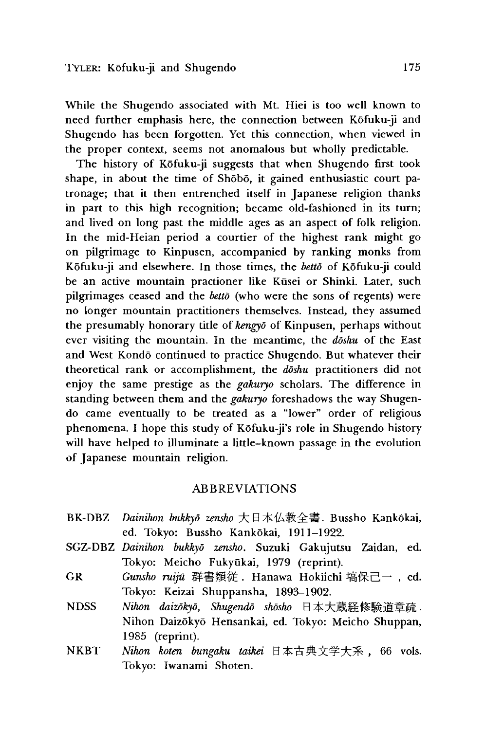While the Shugendo associated with Mt. Hiei is too well known to need further emphasis here, the connection between Kōfuku-ji and Shugendo has been forgotten. Yet this connection, when viewed in the proper context, seems not anomalous but wholly predictable.

The history of Kōfuku-ji suggests that when Shugendo first took shape, in about the time of Shōbō, it gained enthusiastic court patronage; that it then entrenched itself in Japanese religion thanks in part to this high recognition; became old-fashioned in its turn; and lived on long past the middle ages as an aspect of folk religion. In the mid-Heian period a courtier of the highest rank might go on pilgrimage to Kinpusen, accompanied by ranking monks from Kōfuku-ji and elsewhere. In those times, the *bettō* of Kōfuku-ji could be an active mountain practioner like Kūsei or Shinki. Later, such pilgrimages ceased and the *bettō* (who were the sons of regents) were no longer mountain practitioners themselves. Instead, they assumed the presumably honorary title of *kengyō* of Kinpusen, perhaps without ever visiting the mountain. In the meantime, the *dōshu* of the East and West Kondō continued to practice Shugendo. But whatever their theoretical rank or accomplishment, the *dōshu* practitioners did not enjoy the same prestige as the *gakuryo* scholars. The difference in standing between them and the *gakuryo* foreshadows the way Shugendo came eventually to be treated as a "lower" order of religious phenomena. I hope this study of Kōfuku-ji's role in Shugendo history will have helped to illuminate a little-known passage in the evolution of Japanese mountain religion.

## ABBREVIATIONS

- BK-DBZ *Dainihon bukkyō zensho* 大日本仏教全書. Bussho Kankōkai, ed. Tokyo: Bussho Kankōkai, 1911–1922.
- SGZ-DBZ *Dainihon bukkyō zensho*. Suzuki Gakujutsu Zaidan, ed. Tokyo: Meicho Fukyūkai, 1979 (reprint).
- GR *Gunsho ruijū* 群書類従. Hanawa Hokiichi 塙保己一, ed. Tokyo: Keizai Shuppansha, 1893–1902.
- NDSS *Nihon daizōkyō, Shugendō shōsho* 日本大蔵経修験道章疏. Nihon Daizōkyō Hensankai, ed. Tokyo: Meicho Shuppan, 1985 (reprint).
- NKBT *Nihon koten bungaku taikei* 日本古典文学大系, 66 vols. Tokyo: Iwanami Shoten.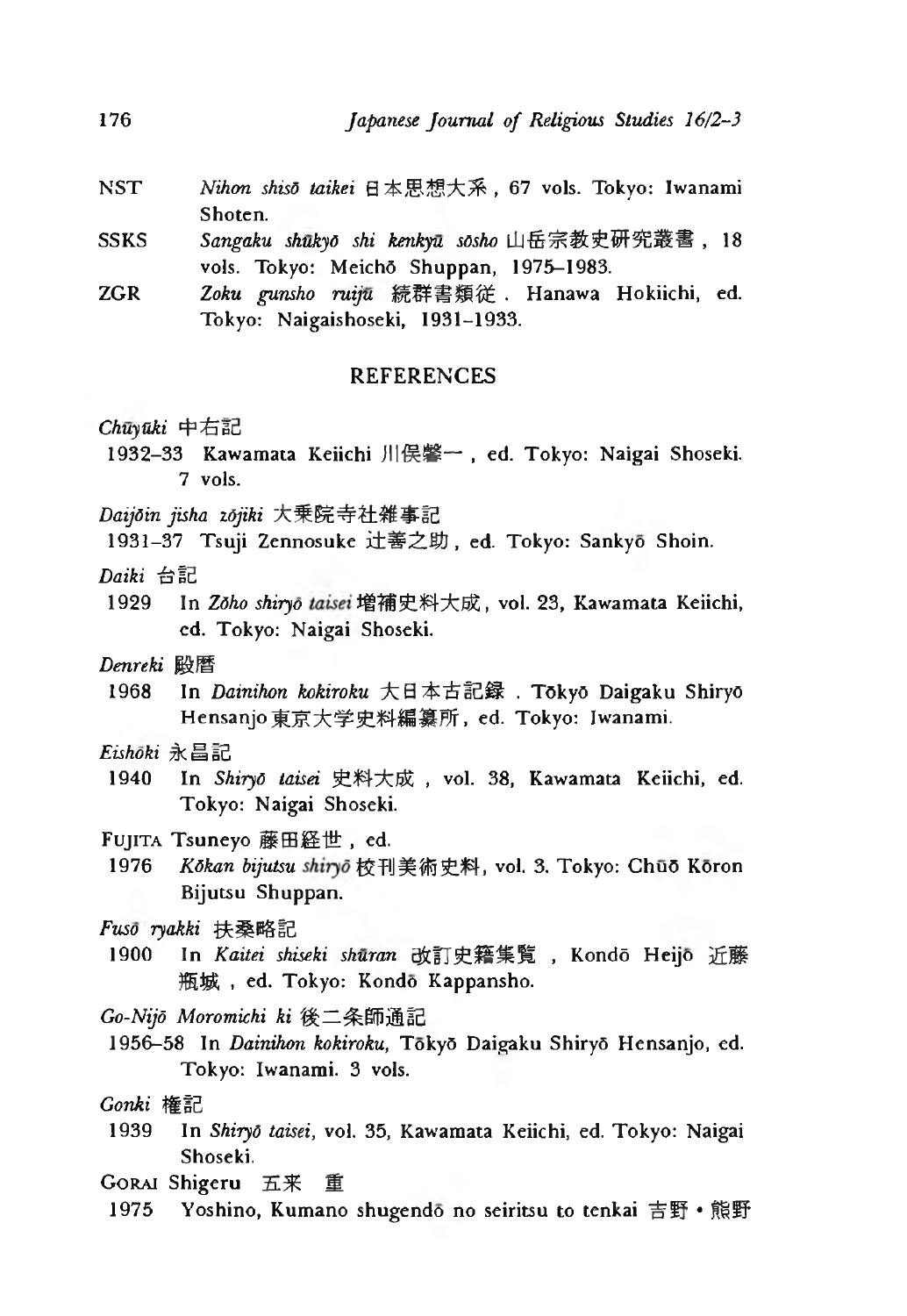NST *Nihon shisō taikei* 日本思想大系, 67 vols. Tokyo: Iwanami Shoten.

SSKS *Sangaku shūkyō shi kenkyū sōsho* 山岳宗教史研究叢書, 18 vols. Tokyo: Meichō Shuppan, 1975–1983.

ZGR *Zoku gunsho ruijū* 続群書類従. Hanawa Hokiichi, ed. Tokyo: Naigaishoseki, 1931–1933.

## REFERENCES

*Chūyūki* 中右記
1932–33 Kawamata Keiichi 川俣馨一, ed. Tokyo: Naigai Shoseki. 7 vols.

*Daijōin jisha zōjiki* 大乗院寺社雑事記
1931–37 Tsuji Zennosuke 辻善之助, ed. Tokyo: Sankyō Shoin.

*Daiki* 台記
1929 In *Zōho shiryō taisei* 増補史料大成, vol. 23, Kawamata Keiichi, ed. Tokyo: Naigai Shoseki.

*Denreki* 殿暦
1968 In *Dainihon kokiroku* 大日本古記録. Tōkyō Daigaku Shiryō Hensanjo 東京大学史料編纂所, ed. Tokyo: Iwanami.

*Eishōki* 永昌記
1940 In *Shiryō taisei* 史料大成, vol. 38, Kawamata Keiichi, ed. Tokyo: Naigai Shoseki.

FUJITA Tsuneyo 藤田経世, ed.
1976 *Kōkan bijutsu shiryō* 校刊美術史料, vol. 3. Tokyo: Chūō Kōron Bijutsu Shuppan.

*Fusō ryakki* 扶桑略記
1900 In *Kaitei shiseki shūran* 改訂史籍集覧, Kondō Heijō 近藤瓶城, ed. Tokyo: Kondō Kappansho.

*Go-Nijō Moromichi ki* 後二条師通記
1956–58 In *Dainihon kokiroku*, Tōkyō Daigaku Shiryō Hensanjo, ed. Tokyo: Iwanami. 3 vols.

*Gonki* 権記
1939 In *Shiryō taisei*, vol. 35, Kawamata Keiichi, ed. Tokyo: Naigai Shoseki.

GORAI Shigeru 五来 重
1975 Yoshino, Kumano shugendō no seiritsu to tenkai 吉野・熊野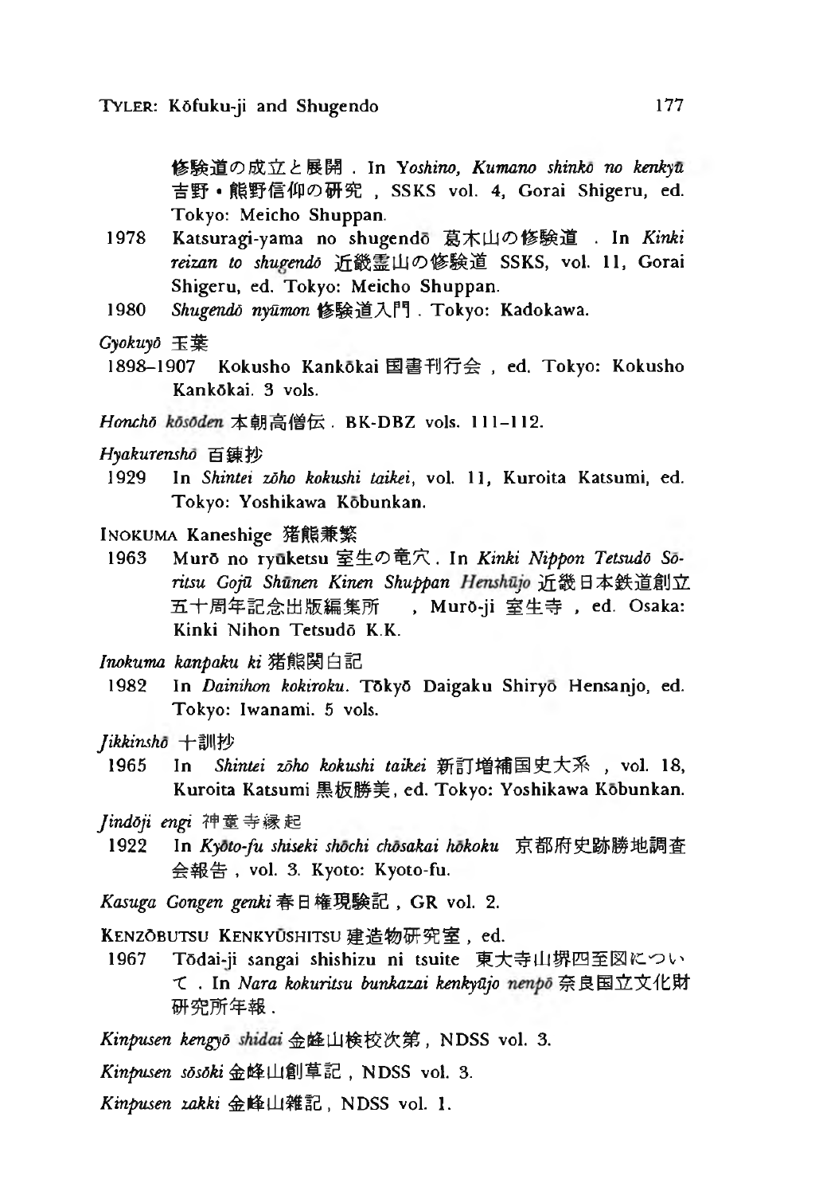修験道の成立と展開. In *Yoshino, Kumano shinkō no kenkyū* 吉野・熊野信仰の研究, SSKS vol. 4, Gorai Shigeru, ed. Tokyo: Meicho Shuppan.

1978 Katsuragi-yama no shugendō 葛木山の修験道. In *Kinki reizan to shugendō* 近畿霊山の修験道 SSKS, vol. 11, Gorai Shigeru, ed. Tokyo: Meicho Shuppan.

1980 *Shugendō nyūmon* 修験道入門. Tokyo: Kadokawa.

*Gyokuyō* 玉葉

1898–1907 Kokusho Kankōkai 国書刊行会, ed. Tokyo: Kokusho Kankōkai. 3 vols.

*Honchō kōsōden* 本朝高僧伝. BK-DBZ vols. 111–112.

*Hyakurenshō* 百錬抄

1929 In *Shintei zōho kokushi taikei*, vol. 11, Kuroita Katsumi, ed. Tokyo: Yoshikawa Kōbunkan.

INOKUMA Kaneshige 猪熊兼繁

1963 Murō no ryūketsu 室生の竜穴. In *Kinki Nippon Tetsudō Sōritsu Gojū Shūnen Kinen Shuppan Henshūjo* 近畿日本鉄道創立五十周年記念出版編集所, Murō-ji 室生寺, ed. Osaka: Kinki Nihon Tetsudō K.K.

*Inokuma kanpaku ki* 猪熊関白記

1982 In *Dainihon kokiroku*. Tōkyō Daigaku Shiryō Hensanjo, ed. Tokyo: Iwanami. 5 vols.

*Jikkinshō* 十訓抄

1965 In *Shintei zōho kokushi taikei* 新訂増補国史大系, vol. 18, Kuroita Katsumi 黒板勝美, ed. Tokyo: Yoshikawa Kōbunkan.

*Jindōji engi* 神童寺縁起

1922 In *Kyōto-fu shiseki shōchi chōsakai hōkoku* 京都府史跡勝地調査会報告, vol. 3. Kyoto: Kyoto-fu.

*Kasuga Gongen genki* 春日権現験記, GR vol. 2.

KENZŌBUTSU KENKYŪSHITSU 建造物研究室, ed.

1967 Tōdai-ji sangai shishizu ni tsuite 東大寺山堺四至図について. In *Nara kokuritsu bunkazai kenkyūjo nenpō* 奈良国立文化財研究所年報.

*Kinpusen kengyō shidai* 金峰山検校次第, NDSS vol. 3.

*Kinpusen sōsōki* 金峰山創草記, NDSS vol. 3.

*Kinpusen zakki* 金峰山雑記, NDSS vol. 1.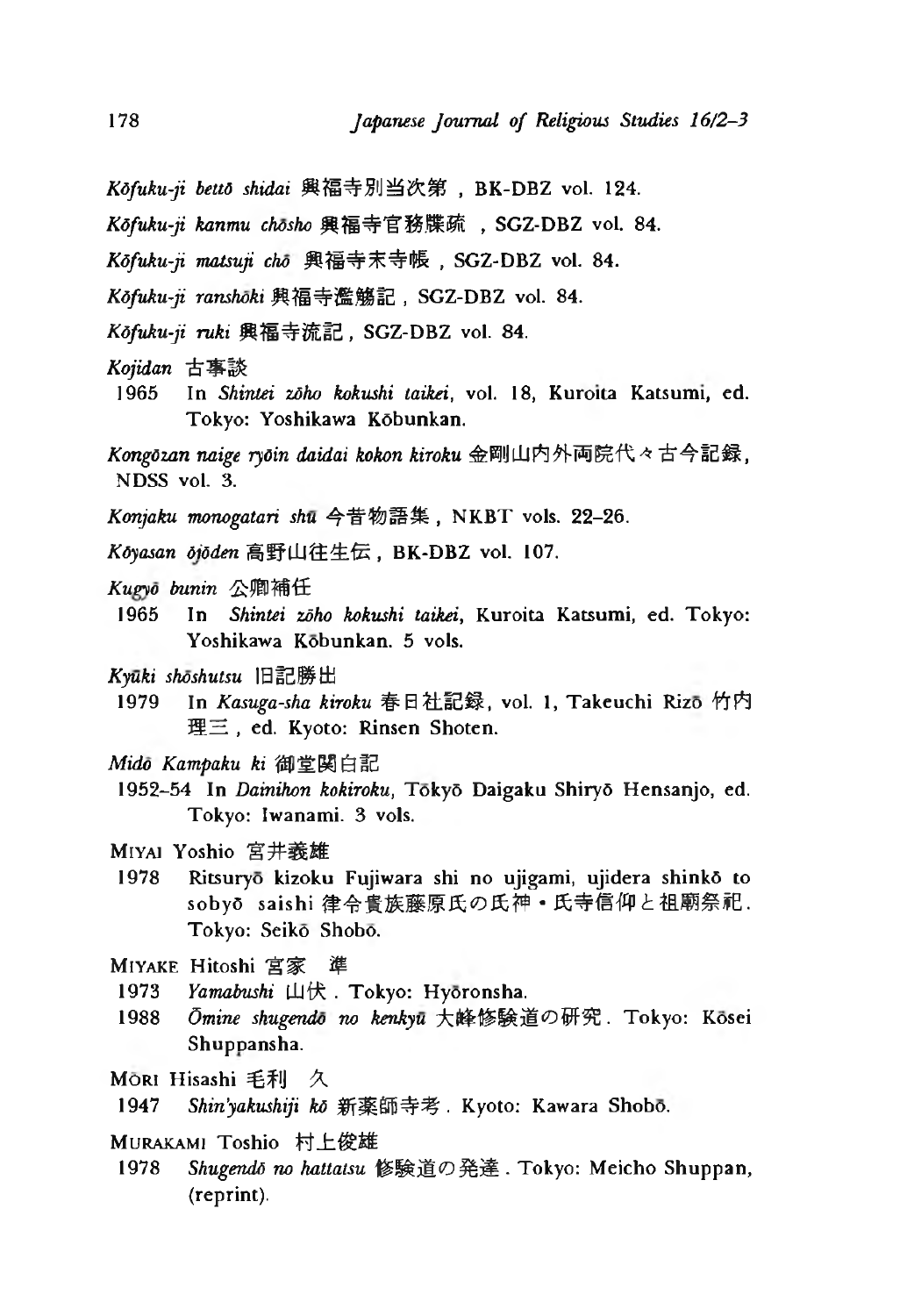*Kōfuku-ji bettō shidai* 興福寺別当次第 , BK-DBZ vol. 124.

*Kōfuku-ji kanmu chōsho* 興福寺官務牒疏 , SGZ-DBZ vol. 84.

*Kōfuku-ji matsuji chō* 興福寺末寺帳 , SGZ-DBZ vol. 84.

*Kōfuku-ji ranshōki* 興福寺濫觴記 , SGZ-DBZ vol. 84.

*Kōfuku-ji ruki* 興福寺流記 , SGZ-DBZ vol. 84.

*Kojidan* 古事談

1965 In *Shintei zōho kokushi taikei*, vol. 18, Kuroita Katsumi, ed. Tokyo: Yoshikawa Kōbunkan.

*Kongōzan naige ryōin daidai kokon kiroku* 金剛山内外両院代々古今記録, NDSS vol. 3.

*Konjaku monogatari shū* 今昔物語集 , NKBT vols. 22–26.

*Kōyasan ōjōden* 高野山往生伝 , BK-DBZ vol. 107.

*Kugyō bunin* 公卿補任

1965 In *Shintei zōho kokushi taikei*, Kuroita Katsumi, ed. Tokyo: Yoshikawa Kōbunkan. 5 vols.

*Kyūki shōshutsu* 旧記勝出

1979 In *Kasuga-sha kiroku* 春日社記録, vol. 1, Takeuchi Rizō 竹内理三 , ed. Kyoto: Rinsen Shoten.

*Midō Kampaku ki* 御堂関白記

1952–54 In *Dainihon kokiroku*, Tōkyō Daigaku Shiryō Hensanjo, ed. Tokyo: Iwanami. 3 vols.

MIYAI Yoshio 宮井義雄

1978 Ritsuryō kizoku Fujiwara shi no ujigami, ujidera shinkō to sobyō saishi 律令貴族藤原氏の氏神・氏寺信仰と祖廟祭祀. Tokyo: Seikō Shobō.

MIYAKE Hitoshi 宮家　準

1973 *Yamabushi* 山伏 . Tokyo: Hyōronsha.

1988 *Ōmine shugendō no kenkyū* 大峰修験道の研究 . Tokyo: Kōsei Shuppansha.

MŌRI Hisashi 毛利　久

1947 *Shin'yakushiji kō* 新薬師寺考 . Kyoto: Kawara Shobō.

MURAKAMI Toshio 村上俊雄

1978 *Shugendō no hattatsu* 修験道の発達 . Tokyo: Meicho Shuppan, (reprint).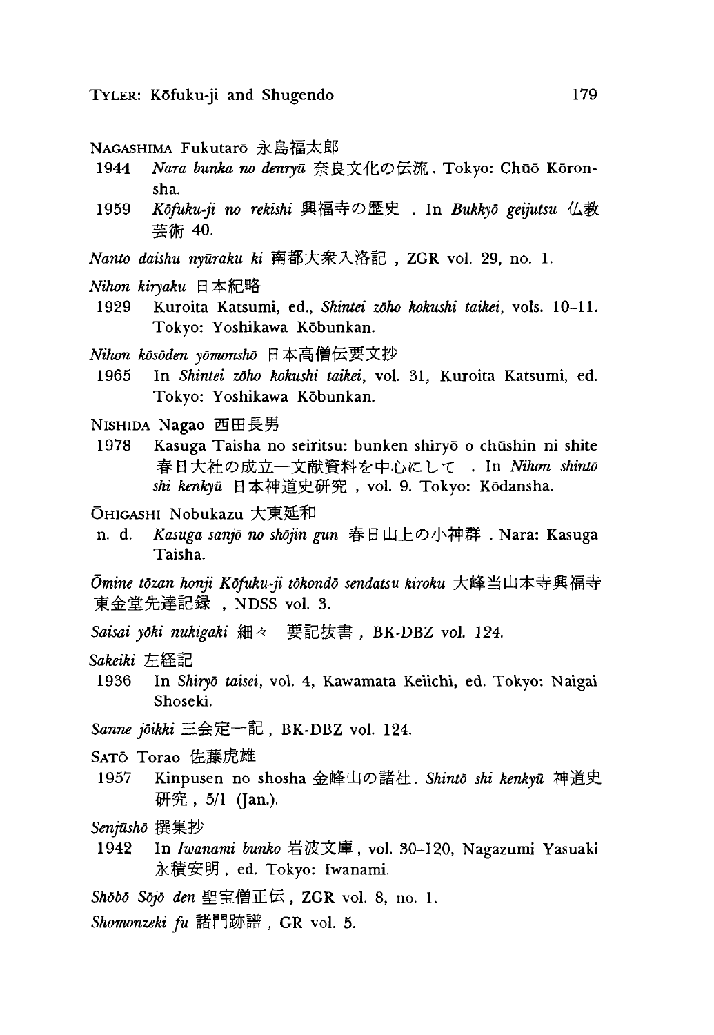NAGASHIMA Fukutarō 永島福太郎

1944 *Nara bunka no denryū* 奈良文化の伝流. Tokyo: Chūō Kōronsha.

1959 *Kōfuku-ji no rekishi* 興福寺の歴史. In *Bukkyō geijutsu* 仏教芸術 40.

*Nanto daishu nyūraku ki* 南都大衆入洛記, ZGR vol. 29, no. 1.

*Nihon kiryaku* 日本紀略

1929 Kuroita Katsumi, ed., *Shintei zōho kokushi taikei*, vols. 10–11. Tokyo: Yoshikawa Kōbunkan.

*Nihon kōsōden yōmonshō* 日本高僧伝要文抄

1965 In *Shintei zōho kokushi taikei*, vol. 31, Kuroita Katsumi, ed. Tokyo: Yoshikawa Kōbunkan.

NISHIDA Nagao 西田長男

1978 Kasuga Taisha no seiritsu: bunken shiryō o chūshin ni shite 春日大社の成立—文献資料を中心にして. In *Nihon shintō shi kenkyū* 日本神道史研究, vol. 9. Tokyo: Kōdansha.

ŌHIGASHI Nobukazu 大東延和

n. d. *Kasuga sanjō no shōjin gun* 春日山上の小神群. Nara: Kasuga Taisha.

*Ōmine tōzan honji Kōfuku-ji tōkondō sendatsu kiroku* 大峰当山本寺興福寺東金堂先達記録, NDSS vol. 3.

*Saisai yōki nukigaki* 細々　要記抜書, BK-DBZ vol. 124.

*Sakeiki* 左経記

1936 In *Shiryō taisei*, vol. 4, Kawamata Keiichi, ed. Tokyo: Naigai Shoseki.

*Sanne jōikki* 三会定一記, BK-DBZ vol. 124.

SATŌ Torao 佐藤虎雄

1957 Kinpusen no shosha 金峰山の諸社. *Shintō shi kenkyū* 神道史研究, 5/1 (Jan.).

*Senjūshō* 撰集抄

1942 In *Iwanami bunko* 岩波文庫, vol. 30–120, Nagazumi Yasuaki 永積安明, ed. Tokyo: Iwanami.

*Shōbō Sōjō den* 聖宝僧正伝, ZGR vol. 8, no. 1.

*Shomonzeki fu* 諸門跡譜, GR vol. 5.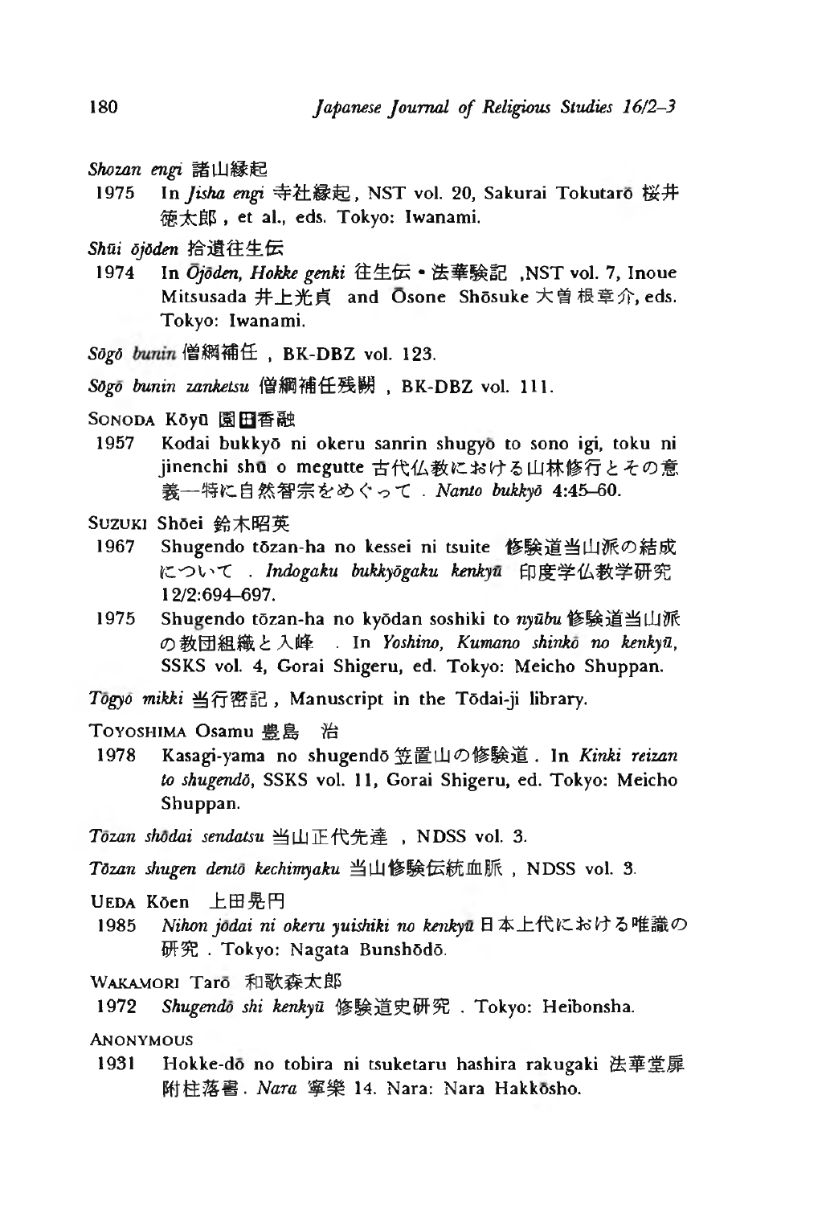*Shozan engi* 諸山縁起

1975 In *Jisha engi* 寺社縁起, NST vol. 20, Sakurai Tokutarō 桜井徳太郎, et al., eds. Tokyo: Iwanami.

*Shūi ōjōden* 拾遺往生伝

1974 In *Ōjōden, Hokke genki* 往生伝・法華験記 ,NST vol. 7, Inoue Mitsusada 井上光貞 and Ōsone Shōsuke 大曽根章介, eds. Tokyo: Iwanami.

*Sōgō bunin* 僧綱補任 , BK-DBZ vol. 123.

*Sōgō bunin zanketsu* 僧綱補任残闕 , BK-DBZ vol. 111.

SONODA Kōyū 園田香融

1957 Kodai bukkyō ni okeru sanrin shugyō to sono igi, toku ni jinenchi shū o megutte 古代仏教における山林修行とその意義―特に自然智宗をめぐって . *Nanto bukkyō* 4:45–60.

SUZUKI Shōei 鈴木昭英

1967 Shugendo tōzan-ha no kessei ni tsuite 修験道当山派の結成について . *Indogaku bukkyōgaku kenkyū* 印度学仏教学研究 12/2:694–697.

1975 Shugendo tōzan-ha no kyōdan soshiki to *nyūbu* 修験道当山派の教団組織と入峰 . In *Yoshino, Kumano shinkō no kenkyū*, SSKS vol. 4, Gorai Shigeru, ed. Tokyo: Meicho Shuppan.

*Tōgyō mikki* 当行密記 , Manuscript in the Tōdai-ji library.

TOYOSHIMA Osamu 豊島 治

1978 Kasagi-yama no shugendō 笠置山の修験道 . In *Kinki reizan to shugendō*, SSKS vol. 11, Gorai Shigeru, ed. Tokyo: Meicho Shuppan.

*Tōzan shōdai sendatsu* 当山正代先達 , NDSS vol. 3.

*Tōzan shugen dentō kechimyaku* 当山修験伝統血脈 , NDSS vol. 3.

UEDA Kōen 上田晃円

1985 *Nihon jōdai ni okeru yuishiki no kenkyū* 日本上代における唯識の研究 . Tokyo: Nagata Bunshōdō.

WAKAMORI Tarō 和歌森太郎

1972 *Shugendō shi kenkyū* 修験道史研究 . Tokyo: Heibonsha.

ANONYMOUS

1931 Hokke-dō no tobira ni tsuketaru hashira rakugaki 法華堂扉附柱落書 . *Nara* 寧樂 14. Nara: Nara Hakkōsho.